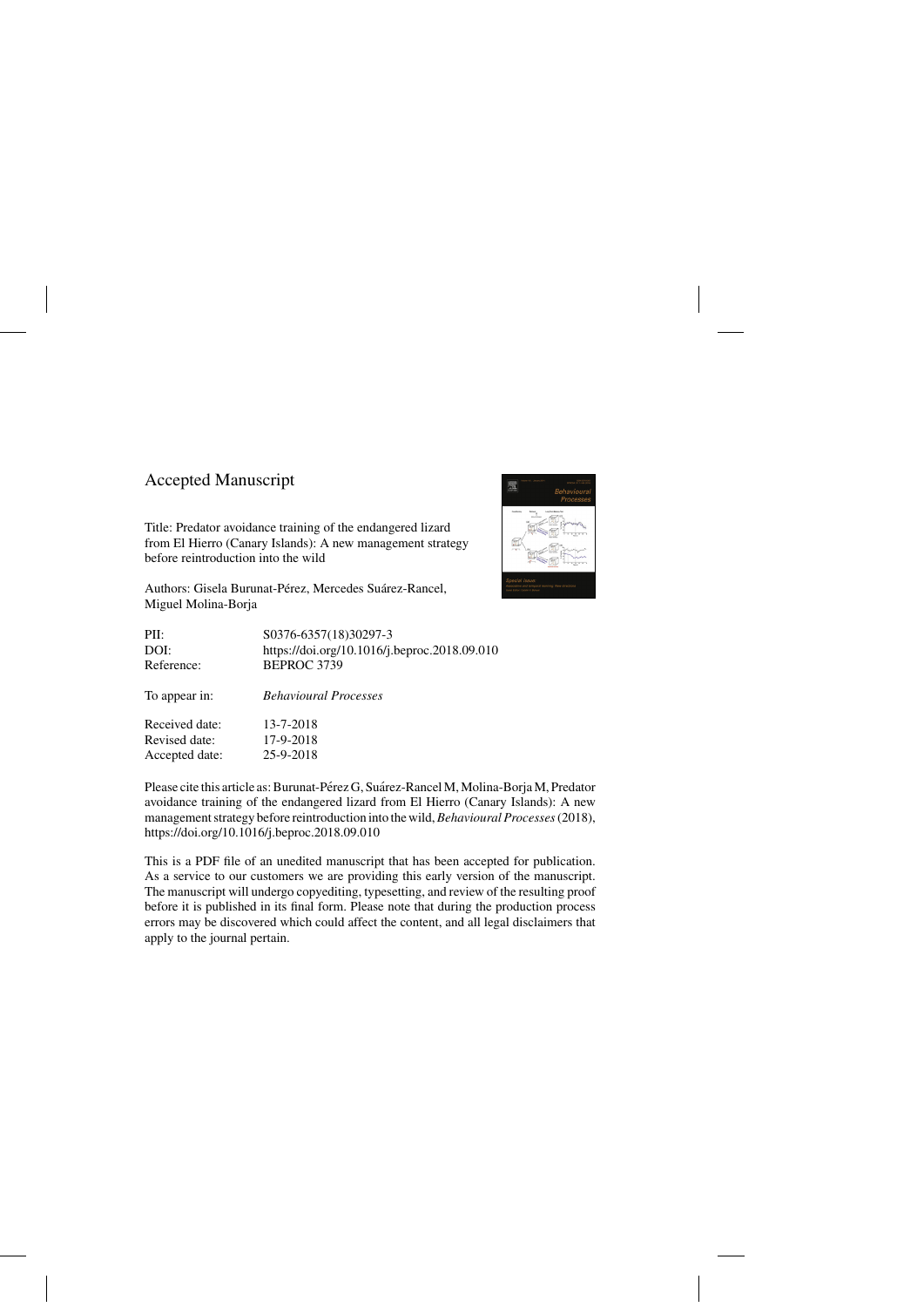## Accepted Manuscript

Title: Predator avoidance training of the endangered lizard from El Hierro (Canary Islands): A new management strategy before reintroduction into the wild

Authors: Gisela Burunat-Pérez, Mercedes Suárez-Rancel, Miguel Molina-Borja

| | |
|---|---|
| PII: | S0376-6357(18)30297-3 |
| DOI: | https://doi.org/10.1016/j.beproc.2018.09.010 |
| Reference: | BEPROC 3739 |
| To appear in: | *Behavioural Processes* |
| Received date: | 13-7-2018 |
| Revised date: | 17-9-2018 |
| Accepted date: | 25-9-2018 |

Please cite this article as: Burunat-Pérez G, Suárez-Rancel M, Molina-Borja M, Predator avoidance training of the endangered lizard from El Hierro (Canary Islands): A new management strategy before reintroduction into the wild, *Behavioural Processes* (2018), https://doi.org/10.1016/j.beproc.2018.09.010

This is a PDF file of an unedited manuscript that has been accepted for publication. As a service to our customers we are providing this early version of the manuscript. The manuscript will undergo copyediting, typesetting, and review of the resulting proof before it is published in its final form. Please note that during the production process errors may be discovered which could affect the content, and all legal disclaimers that apply to the journal pertain.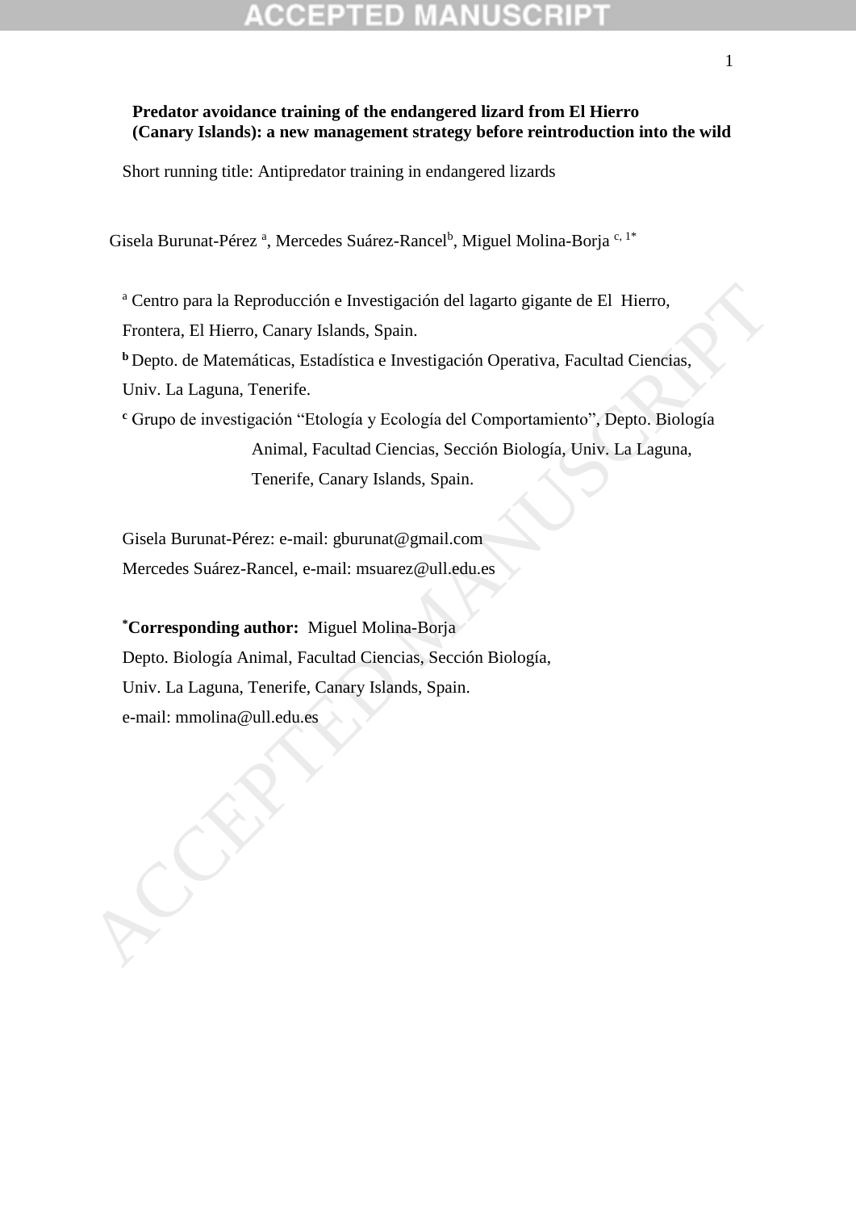**Predator avoidance training of the endangered lizard from El Hierro (Canary Islands): a new management strategy before reintroduction into the wild**

Short running title: Antipredator training in endangered lizards

Gisela Burunat-Pérez [a], Mercedes Suárez-Rancel[b], Miguel Molina-Borja [c, 1*]

[a] Centro para la Reproducción e Investigación del lagarto gigante de El Hierro, Frontera, El Hierro, Canary Islands, Spain.

[b] Depto. de Matemáticas, Estadística e Investigación Operativa, Facultad Ciencias, Univ. La Laguna, Tenerife.

[c] Grupo de investigación "Etología y Ecología del Comportamiento", Depto. Biología Animal, Facultad Ciencias, Sección Biología, Univ. La Laguna, Tenerife, Canary Islands, Spain.

Gisela Burunat-Pérez: e-mail: gburunat@gmail.com

Mercedes Suárez-Rancel, e-mail: msuarez@ull.edu.es

[*]**Corresponding author:** Miguel Molina-Borja

Depto. Biología Animal, Facultad Ciencias, Sección Biología,

Univ. La Laguna, Tenerife, Canary Islands, Spain.

e-mail: mmolina@ull.edu.es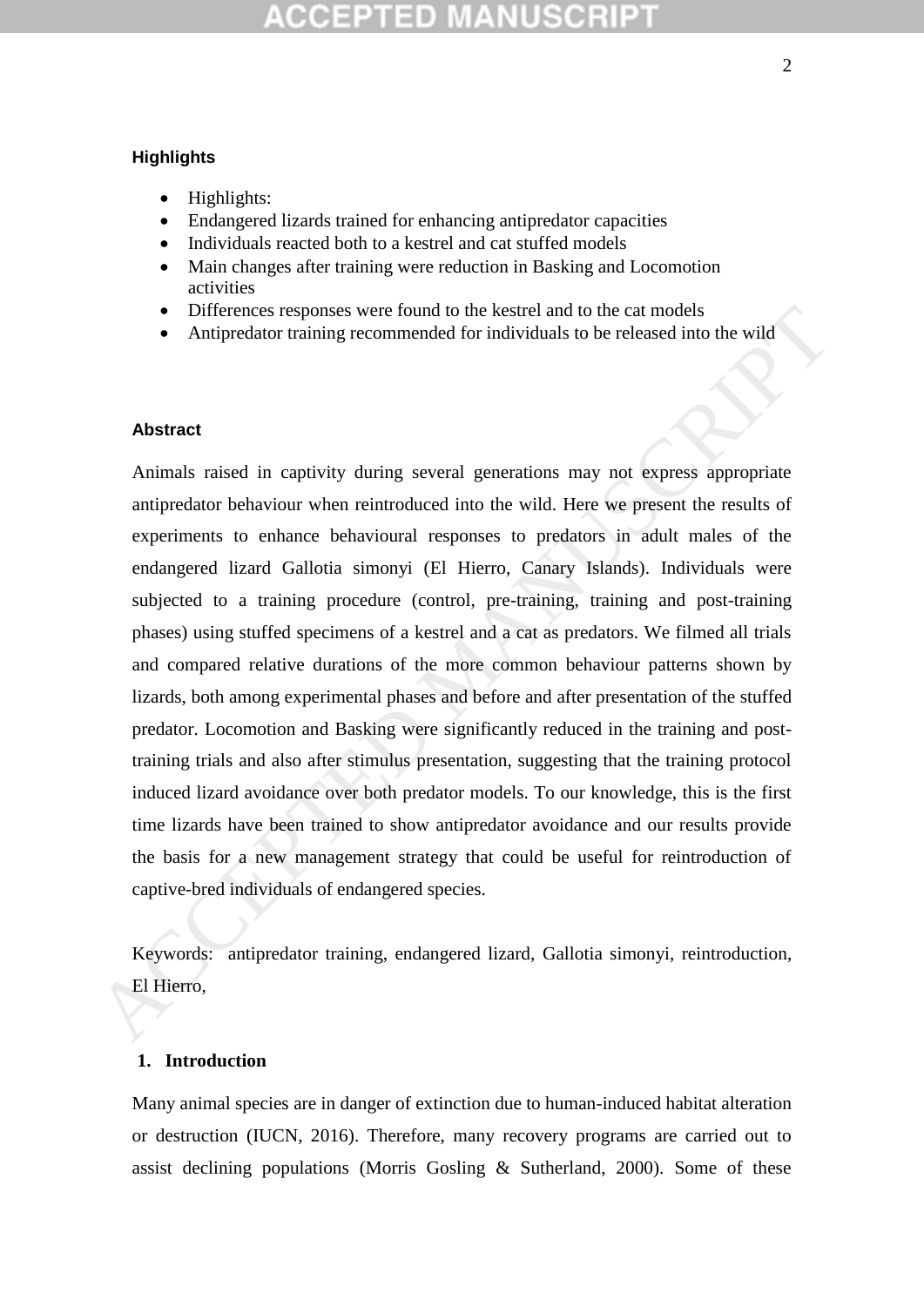### Highlights

- Highlights:
- Endangered lizards trained for enhancing antipredator capacities
- Individuals reacted both to a kestrel and cat stuffed models
- Main changes after training were reduction in Basking and Locomotion activities
- Differences responses were found to the kestrel and to the cat models
- Antipredator training recommended for individuals to be released into the wild

### Abstract

Animals raised in captivity during several generations may not express appropriate antipredator behaviour when reintroduced into the wild. Here we present the results of experiments to enhance behavioural responses to predators in adult males of the endangered lizard Gallotia simonyi (El Hierro, Canary Islands). Individuals were subjected to a training procedure (control, pre-training, training and post-training phases) using stuffed specimens of a kestrel and a cat as predators. We filmed all trials and compared relative durations of the more common behaviour patterns shown by lizards, both among experimental phases and before and after presentation of the stuffed predator. Locomotion and Basking were significantly reduced in the training and post-training trials and also after stimulus presentation, suggesting that the training protocol induced lizard avoidance over both predator models. To our knowledge, this is the first time lizards have been trained to show antipredator avoidance and our results provide the basis for a new management strategy that could be useful for reintroduction of captive-bred individuals of endangered species.

Keywords: antipredator training, endangered lizard, Gallotia simonyi, reintroduction, El Hierro,

## 1. Introduction

Many animal species are in danger of extinction due to human-induced habitat alteration or destruction (IUCN, 2016). Therefore, many recovery programs are carried out to assist declining populations (Morris Gosling & Sutherland, 2000). Some of these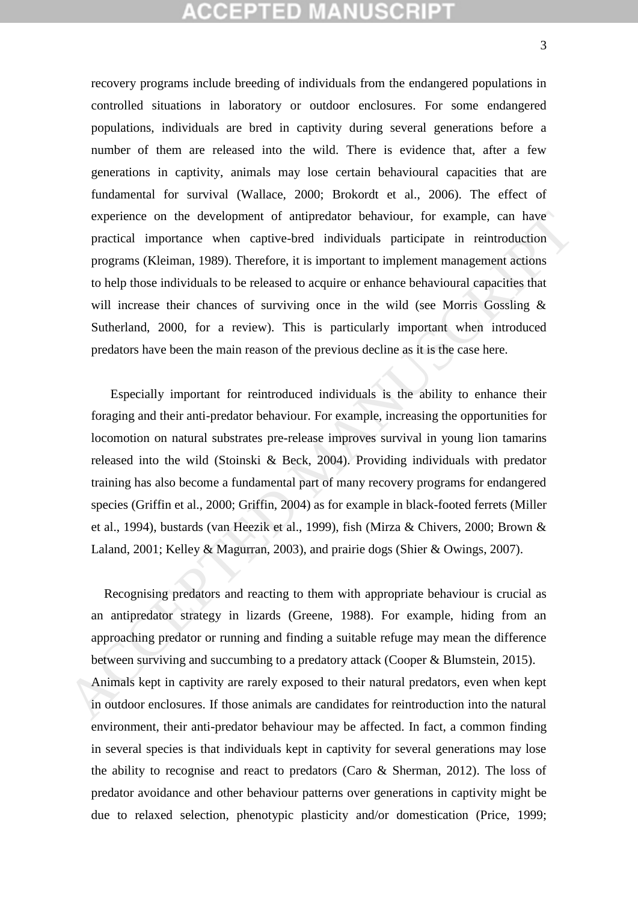recovery programs include breeding of individuals from the endangered populations in controlled situations in laboratory or outdoor enclosures. For some endangered populations, individuals are bred in captivity during several generations before a number of them are released into the wild. There is evidence that, after a few generations in captivity, animals may lose certain behavioural capacities that are fundamental for survival (Wallace, 2000; Brokordt et al., 2006). The effect of experience on the development of antipredator behaviour, for example, can have practical importance when captive-bred individuals participate in reintroduction programs (Kleiman, 1989). Therefore, it is important to implement management actions to help those individuals to be released to acquire or enhance behavioural capacities that will increase their chances of surviving once in the wild (see Morris Gossling & Sutherland, 2000, for a review). This is particularly important when introduced predators have been the main reason of the previous decline as it is the case here.

Especially important for reintroduced individuals is the ability to enhance their foraging and their anti-predator behaviour. For example, increasing the opportunities for locomotion on natural substrates pre-release improves survival in young lion tamarins released into the wild (Stoinski & Beck, 2004). Providing individuals with predator training has also become a fundamental part of many recovery programs for endangered species (Griffin et al., 2000; Griffin, 2004) as for example in black-footed ferrets (Miller et al., 1994), bustards (van Heezik et al., 1999), fish (Mirza & Chivers, 2000; Brown & Laland, 2001; Kelley & Magurran, 2003), and prairie dogs (Shier & Owings, 2007).

Recognising predators and reacting to them with appropriate behaviour is crucial as an antipredator strategy in lizards (Greene, 1988). For example, hiding from an approaching predator or running and finding a suitable refuge may mean the difference between surviving and succumbing to a predatory attack (Cooper & Blumstein, 2015). Animals kept in captivity are rarely exposed to their natural predators, even when kept in outdoor enclosures. If those animals are candidates for reintroduction into the natural environment, their anti-predator behaviour may be affected. In fact, a common finding in several species is that individuals kept in captivity for several generations may lose the ability to recognise and react to predators (Caro & Sherman, 2012). The loss of predator avoidance and other behaviour patterns over generations in captivity might be due to relaxed selection, phenotypic plasticity and/or domestication (Price, 1999;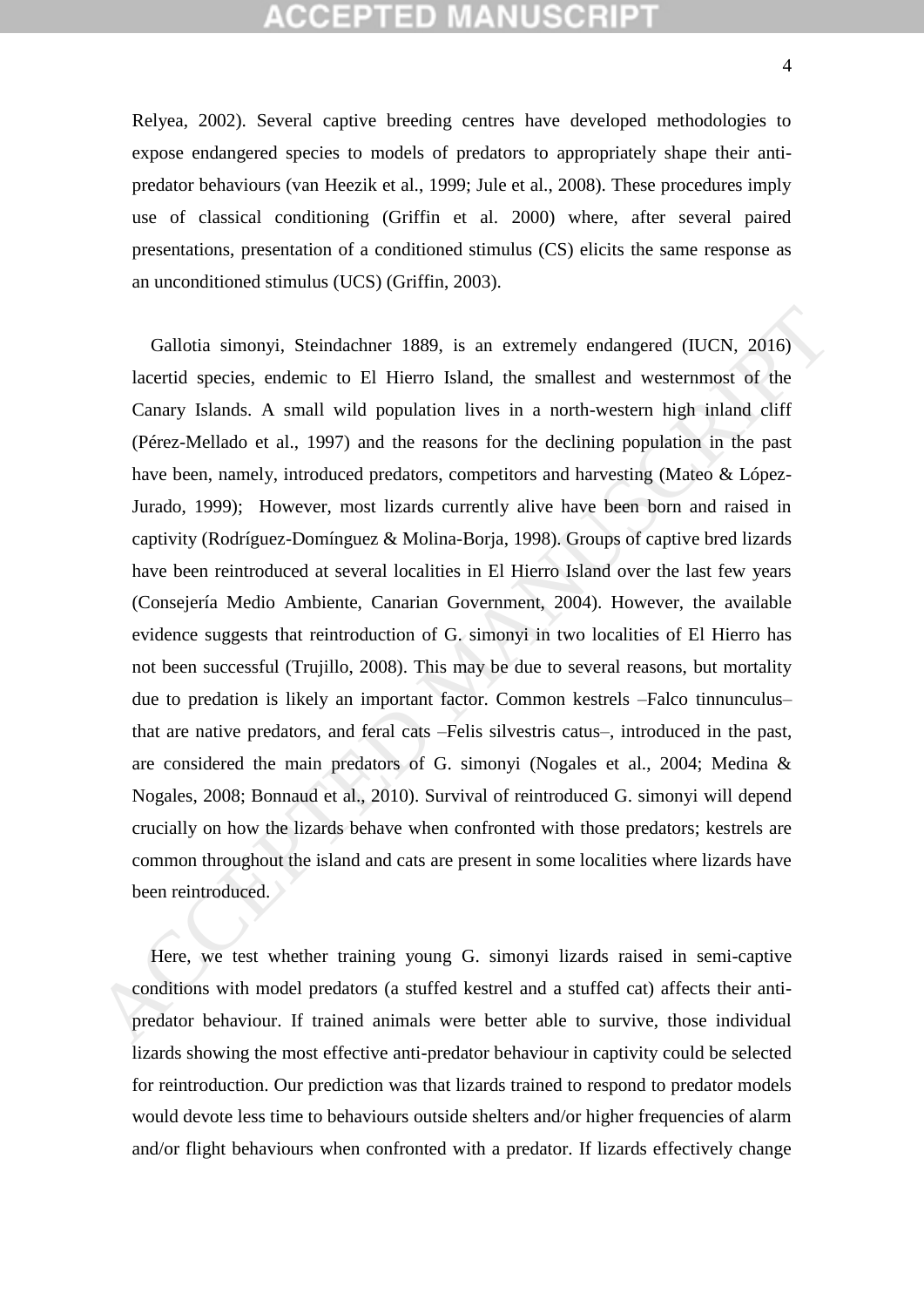Relyea, 2002). Several captive breeding centres have developed methodologies to expose endangered species to models of predators to appropriately shape their anti-predator behaviours (van Heezik et al., 1999; Jule et al., 2008). These procedures imply use of classical conditioning (Griffin et al. 2000) where, after several paired presentations, presentation of a conditioned stimulus (CS) elicits the same response as an unconditioned stimulus (UCS) (Griffin, 2003).

Gallotia simonyi, Steindachner 1889, is an extremely endangered (IUCN, 2016) lacertid species, endemic to El Hierro Island, the smallest and westernmost of the Canary Islands. A small wild population lives in a north-western high inland cliff (Pérez-Mellado et al., 1997) and the reasons for the declining population in the past have been, namely, introduced predators, competitors and harvesting (Mateo & López-Jurado, 1999); However, most lizards currently alive have been born and raised in captivity (Rodríguez-Domínguez & Molina-Borja, 1998). Groups of captive bred lizards have been reintroduced at several localities in El Hierro Island over the last few years (Consejería Medio Ambiente, Canarian Government, 2004). However, the available evidence suggests that reintroduction of G. simonyi in two localities of El Hierro has not been successful (Trujillo, 2008). This may be due to several reasons, but mortality due to predation is likely an important factor. Common kestrels –Falco tinnunculus– that are native predators, and feral cats –Felis silvestris catus–, introduced in the past, are considered the main predators of G. simonyi (Nogales et al., 2004; Medina & Nogales, 2008; Bonnaud et al., 2010). Survival of reintroduced G. simonyi will depend crucially on how the lizards behave when confronted with those predators; kestrels are common throughout the island and cats are present in some localities where lizards have been reintroduced.

Here, we test whether training young G. simonyi lizards raised in semi-captive conditions with model predators (a stuffed kestrel and a stuffed cat) affects their anti-predator behaviour. If trained animals were better able to survive, those individual lizards showing the most effective anti-predator behaviour in captivity could be selected for reintroduction. Our prediction was that lizards trained to respond to predator models would devote less time to behaviours outside shelters and/or higher frequencies of alarm and/or flight behaviours when confronted with a predator. If lizards effectively change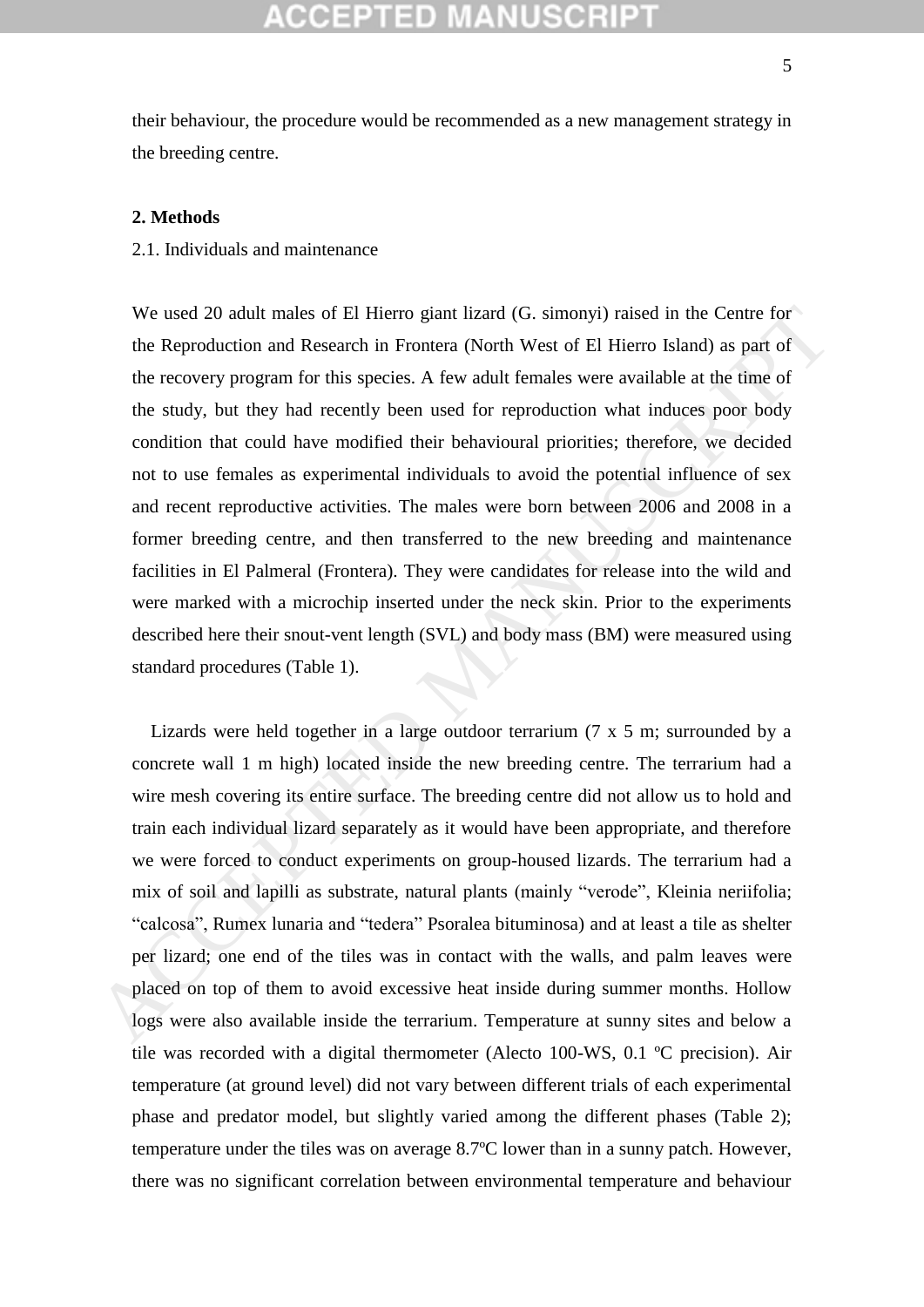their behaviour, the procedure would be recommended as a new management strategy in the breeding centre.

## 2. Methods

### 2.1. Individuals and maintenance

We used 20 adult males of El Hierro giant lizard (G. simonyi) raised in the Centre for the Reproduction and Research in Frontera (North West of El Hierro Island) as part of the recovery program for this species. A few adult females were available at the time of the study, but they had recently been used for reproduction what induces poor body condition that could have modified their behavioural priorities; therefore, we decided not to use females as experimental individuals to avoid the potential influence of sex and recent reproductive activities. The males were born between 2006 and 2008 in a former breeding centre, and then transferred to the new breeding and maintenance facilities in El Palmeral (Frontera). They were candidates for release into the wild and were marked with a microchip inserted under the neck skin. Prior to the experiments described here their snout-vent length (SVL) and body mass (BM) were measured using standard procedures (Table 1).

Lizards were held together in a large outdoor terrarium (7 x 5 m; surrounded by a concrete wall 1 m high) located inside the new breeding centre. The terrarium had a wire mesh covering its entire surface. The breeding centre did not allow us to hold and train each individual lizard separately as it would have been appropriate, and therefore we were forced to conduct experiments on group-housed lizards. The terrarium had a mix of soil and lapilli as substrate, natural plants (mainly "verode", Kleinia neriifolia; "calcosa", Rumex lunaria and "tedera" Psoralea bituminosa) and at least a tile as shelter per lizard; one end of the tiles was in contact with the walls, and palm leaves were placed on top of them to avoid excessive heat inside during summer months. Hollow logs were also available inside the terrarium. Temperature at sunny sites and below a tile was recorded with a digital thermometer (Alecto 100-WS, 0.1 ºC precision). Air temperature (at ground level) did not vary between different trials of each experimental phase and predator model, but slightly varied among the different phases (Table 2); temperature under the tiles was on average 8.7ºC lower than in a sunny patch. However, there was no significant correlation between environmental temperature and behaviour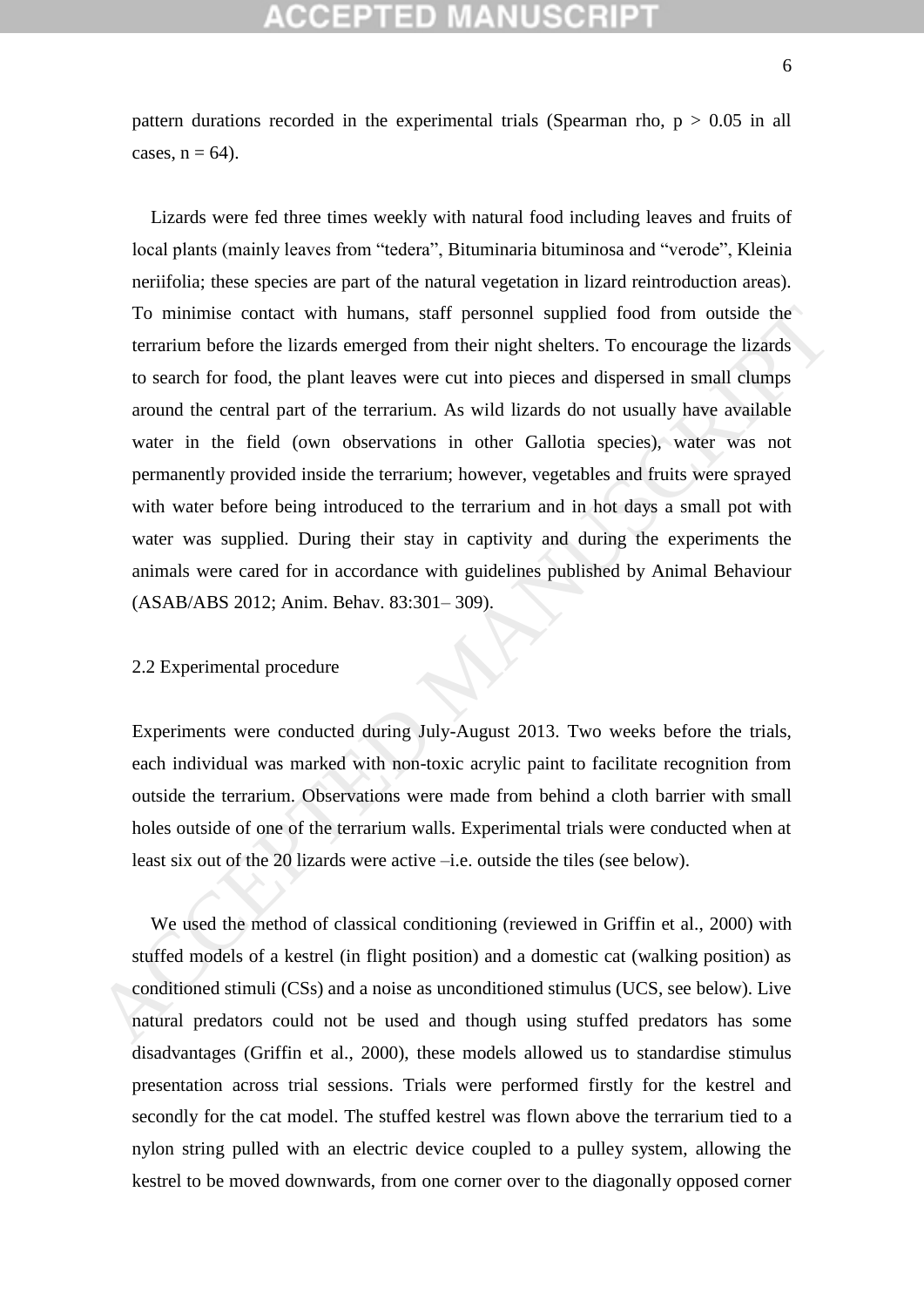pattern durations recorded in the experimental trials (Spearman rho, $p > 0.05$ in all cases, $n = 64$).

Lizards were fed three times weekly with natural food including leaves and fruits of local plants (mainly leaves from "tedera", Bituminaria bituminosa and "verode", Kleinia neriifolia; these species are part of the natural vegetation in lizard reintroduction areas). To minimise contact with humans, staff personnel supplied food from outside the terrarium before the lizards emerged from their night shelters. To encourage the lizards to search for food, the plant leaves were cut into pieces and dispersed in small clumps around the central part of the terrarium. As wild lizards do not usually have available water in the field (own observations in other Gallotia species), water was not permanently provided inside the terrarium; however, vegetables and fruits were sprayed with water before being introduced to the terrarium and in hot days a small pot with water was supplied. During their stay in captivity and during the experiments the animals were cared for in accordance with guidelines published by Animal Behaviour (ASAB/ABS 2012; Anim. Behav. 83:301– 309).

## 2.2 Experimental procedure

Experiments were conducted during July-August 2013. Two weeks before the trials, each individual was marked with non-toxic acrylic paint to facilitate recognition from outside the terrarium. Observations were made from behind a cloth barrier with small holes outside of one of the terrarium walls. Experimental trials were conducted when at least six out of the 20 lizards were active –i.e. outside the tiles (see below).

We used the method of classical conditioning (reviewed in Griffin et al., 2000) with stuffed models of a kestrel (in flight position) and a domestic cat (walking position) as conditioned stimuli (CSs) and a noise as unconditioned stimulus (UCS, see below). Live natural predators could not be used and though using stuffed predators has some disadvantages (Griffin et al., 2000), these models allowed us to standardise stimulus presentation across trial sessions. Trials were performed firstly for the kestrel and secondly for the cat model. The stuffed kestrel was flown above the terrarium tied to a nylon string pulled with an electric device coupled to a pulley system, allowing the kestrel to be moved downwards, from one corner over to the diagonally opposed corner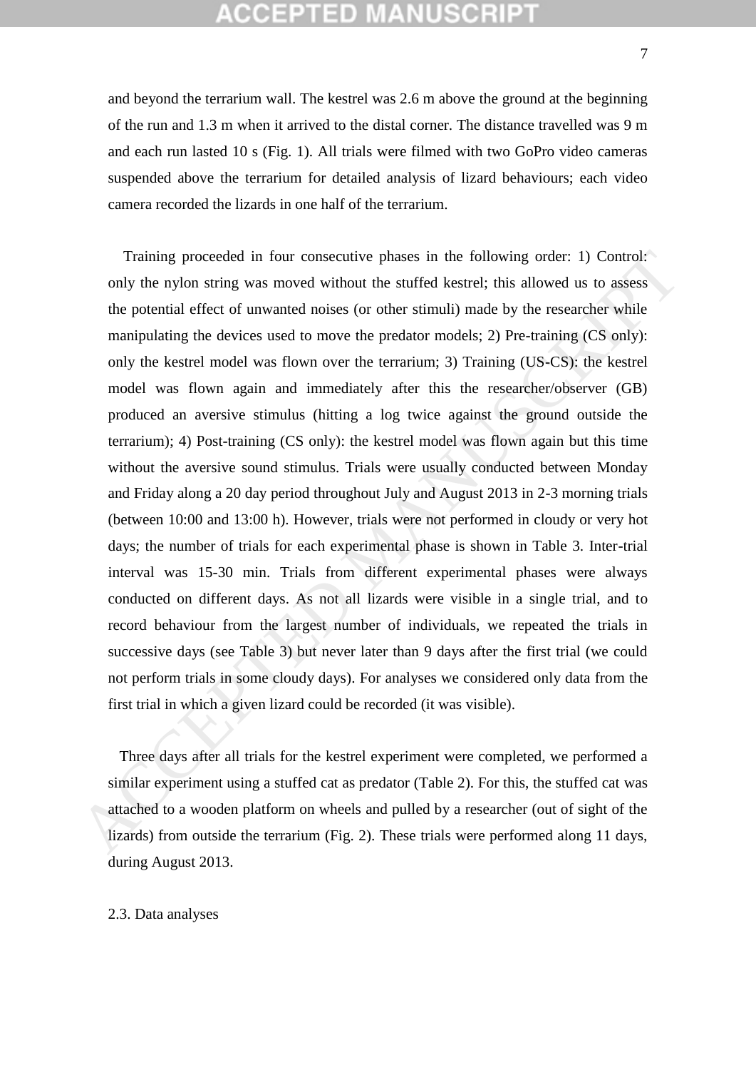and beyond the terrarium wall. The kestrel was 2.6 m above the ground at the beginning of the run and 1.3 m when it arrived to the distal corner. The distance travelled was 9 m and each run lasted 10 s (Fig. 1). All trials were filmed with two GoPro video cameras suspended above the terrarium for detailed analysis of lizard behaviours; each video camera recorded the lizards in one half of the terrarium.

Training proceeded in four consecutive phases in the following order: 1) Control: only the nylon string was moved without the stuffed kestrel; this allowed us to assess the potential effect of unwanted noises (or other stimuli) made by the researcher while manipulating the devices used to move the predator models; 2) Pre-training (CS only): only the kestrel model was flown over the terrarium; 3) Training (US-CS): the kestrel model was flown again and immediately after this the researcher/observer (GB) produced an aversive stimulus (hitting a log twice against the ground outside the terrarium); 4) Post-training (CS only): the kestrel model was flown again but this time without the aversive sound stimulus. Trials were usually conducted between Monday and Friday along a 20 day period throughout July and August 2013 in 2-3 morning trials (between 10:00 and 13:00 h). However, trials were not performed in cloudy or very hot days; the number of trials for each experimental phase is shown in Table 3. Inter-trial interval was 15-30 min. Trials from different experimental phases were always conducted on different days. As not all lizards were visible in a single trial, and to record behaviour from the largest number of individuals, we repeated the trials in successive days (see Table 3) but never later than 9 days after the first trial (we could not perform trials in some cloudy days). For analyses we considered only data from the first trial in which a given lizard could be recorded (it was visible).

Three days after all trials for the kestrel experiment were completed, we performed a similar experiment using a stuffed cat as predator (Table 2). For this, the stuffed cat was attached to a wooden platform on wheels and pulled by a researcher (out of sight of the lizards) from outside the terrarium (Fig. 2). These trials were performed along 11 days, during August 2013.

## 2.3. Data analyses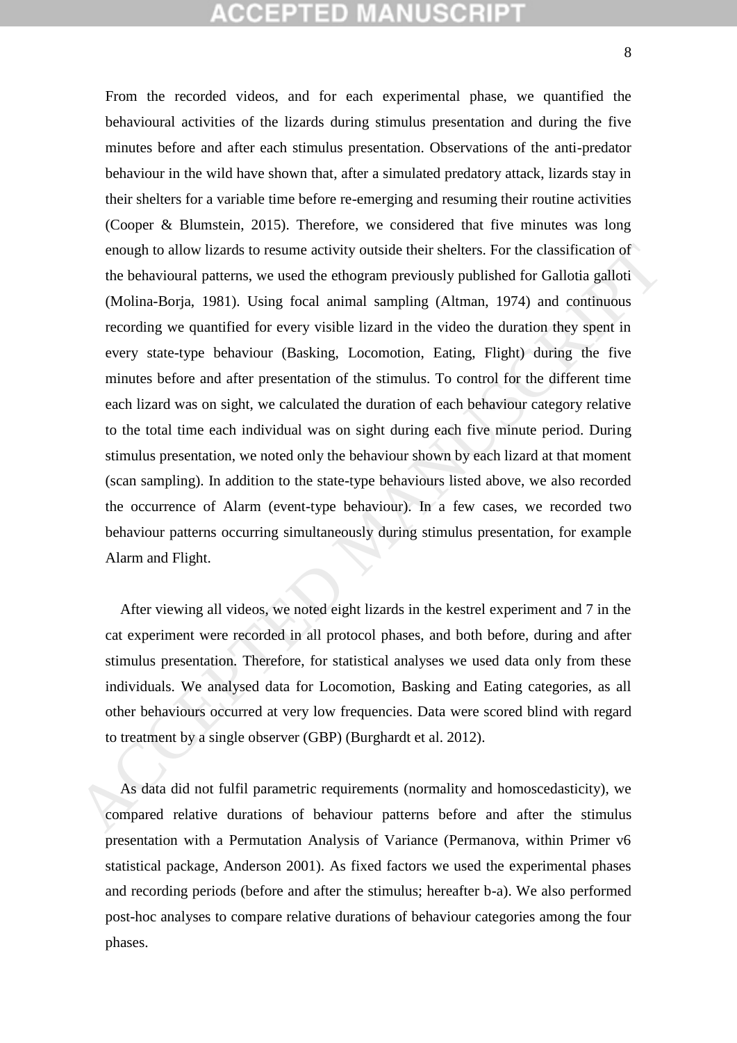From the recorded videos, and for each experimental phase, we quantified the behavioural activities of the lizards during stimulus presentation and during the five minutes before and after each stimulus presentation. Observations of the anti-predator behaviour in the wild have shown that, after a simulated predatory attack, lizards stay in their shelters for a variable time before re-emerging and resuming their routine activities (Cooper & Blumstein, 2015). Therefore, we considered that five minutes was long enough to allow lizards to resume activity outside their shelters. For the classification of the behavioural patterns, we used the ethogram previously published for Gallotia galloti (Molina-Borja, 1981). Using focal animal sampling (Altman, 1974) and continuous recording we quantified for every visible lizard in the video the duration they spent in every state-type behaviour (Basking, Locomotion, Eating, Flight) during the five minutes before and after presentation of the stimulus. To control for the different time each lizard was on sight, we calculated the duration of each behaviour category relative to the total time each individual was on sight during each five minute period. During stimulus presentation, we noted only the behaviour shown by each lizard at that moment (scan sampling). In addition to the state-type behaviours listed above, we also recorded the occurrence of Alarm (event-type behaviour). In a few cases, we recorded two behaviour patterns occurring simultaneously during stimulus presentation, for example Alarm and Flight.

After viewing all videos, we noted eight lizards in the kestrel experiment and 7 in the cat experiment were recorded in all protocol phases, and both before, during and after stimulus presentation. Therefore, for statistical analyses we used data only from these individuals. We analysed data for Locomotion, Basking and Eating categories, as all other behaviours occurred at very low frequencies. Data were scored blind with regard to treatment by a single observer (GBP) (Burghardt et al. 2012).

As data did not fulfil parametric requirements (normality and homoscedasticity), we compared relative durations of behaviour patterns before and after the stimulus presentation with a Permutation Analysis of Variance (Permanova, within Primer v6 statistical package, Anderson 2001). As fixed factors we used the experimental phases and recording periods (before and after the stimulus; hereafter b-a). We also performed post-hoc analyses to compare relative durations of behaviour categories among the four phases.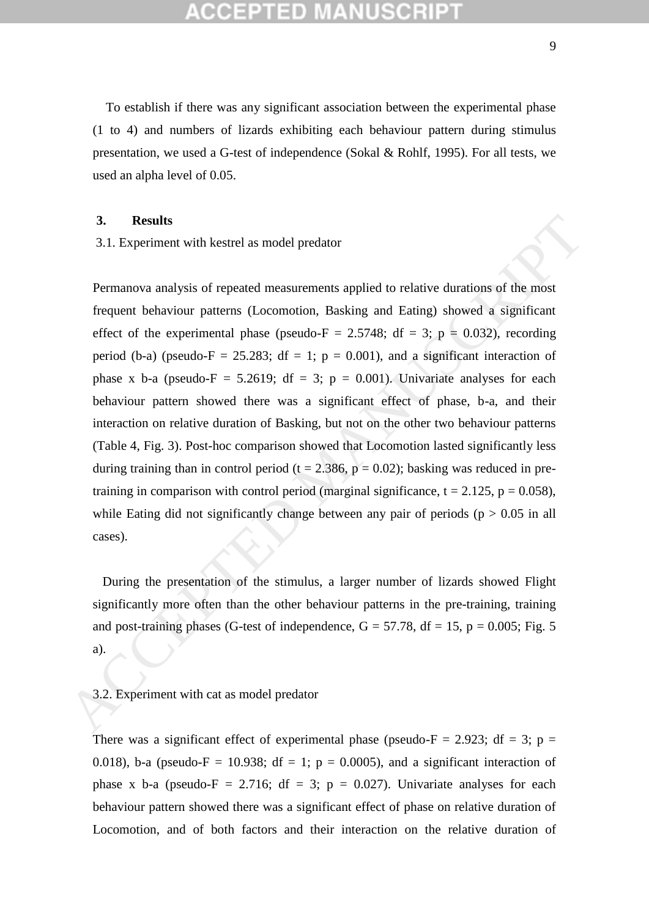To establish if there was any significant association between the experimental phase (1 to 4) and numbers of lizards exhibiting each behaviour pattern during stimulus presentation, we used a G-test of independence (Sokal & Rohlf, 1995). For all tests, we used an alpha level of 0.05.

## 3. Results

### 3.1. Experiment with kestrel as model predator

Permanova analysis of repeated measurements applied to relative durations of the most frequent behaviour patterns (Locomotion, Basking and Eating) showed a significant effect of the experimental phase (pseudo-F = 2.5748; df = 3; $p = 0.032$), recording period (b-a) (pseudo-F = 25.283; df = 1; $p = 0.001$), and a significant interaction of phase x b-a (pseudo-F = 5.2619; df = 3; $p = 0.001$). Univariate analyses for each behaviour pattern showed there was a significant effect of phase, b-a, and their interaction on relative duration of Basking, but not on the other two behaviour patterns (Table 4, Fig. 3). Post-hoc comparison showed that Locomotion lasted significantly less during training than in control period ($t = 2.386$, $p = 0.02$); basking was reduced in pre-training in comparison with control period (marginal significance, $t = 2.125$, $p = 0.058$), while Eating did not significantly change between any pair of periods ($p > 0.05$ in all cases).

During the presentation of the stimulus, a larger number of lizards showed Flight significantly more often than the other behaviour patterns in the pre-training, training and post-training phases (G-test of independence, $G = 57.78$, df = 15, $p = 0.005$; Fig. 5 a).

### 3.2. Experiment with cat as model predator

There was a significant effect of experimental phase (pseudo-F = 2.923; df = 3; $p = 0.018$), b-a (pseudo-F = 10.938; df = 1; $p = 0.0005$), and a significant interaction of phase x b-a (pseudo-F = 2.716; df = 3; $p = 0.027$). Univariate analyses for each behaviour pattern showed there was a significant effect of phase on relative duration of Locomotion, and of both factors and their interaction on the relative duration of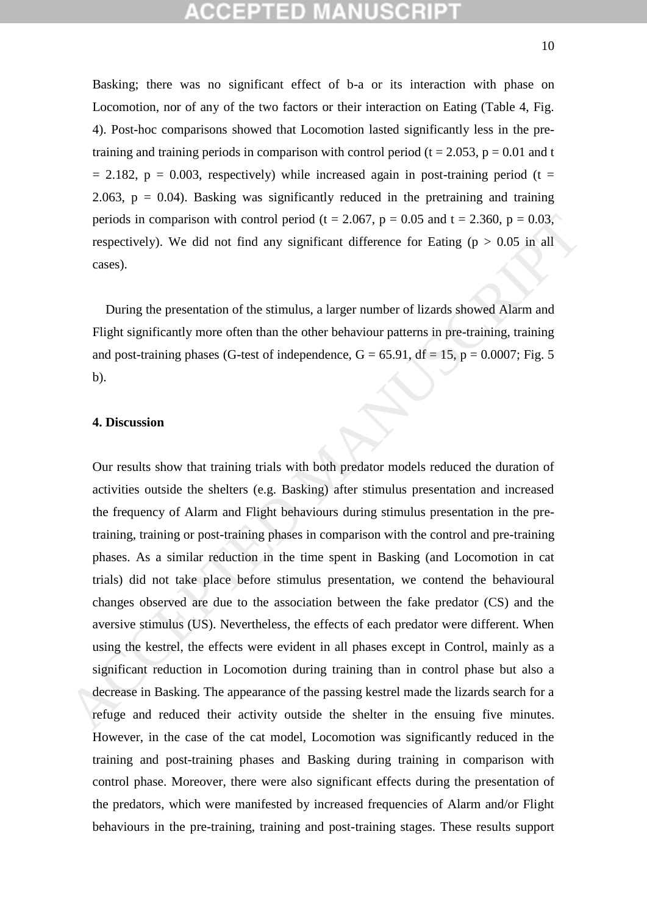Basking; there was no significant effect of b-a or its interaction with phase on Locomotion, nor of any of the two factors or their interaction on Eating (Table 4, Fig. 4). Post-hoc comparisons showed that Locomotion lasted significantly less in the pre-training and training periods in comparison with control period ($t = 2.053$, $p = 0.01$ and $t = 2.182$, $p = 0.003$, respectively) while increased again in post-training period ($t = 2.063$, $p = 0.04$). Basking was significantly reduced in the pretraining and training periods in comparison with control period ($t = 2.067$, $p = 0.05$ and $t = 2.360$, $p = 0.03$, respectively). We did not find any significant difference for Eating ($p > 0.05$ in all cases).

During the presentation of the stimulus, a larger number of lizards showed Alarm and Flight significantly more often than the other behaviour patterns in pre-training, training and post-training phases (G-test of independence, $G = 65.91$, $df = 15$, $p = 0.0007$; Fig. 5 b).

### 4. Discussion

Our results show that training trials with both predator models reduced the duration of activities outside the shelters (e.g. Basking) after stimulus presentation and increased the frequency of Alarm and Flight behaviours during stimulus presentation in the pre-training, training or post-training phases in comparison with the control and pre-training phases. As a similar reduction in the time spent in Basking (and Locomotion in cat trials) did not take place before stimulus presentation, we contend the behavioural changes observed are due to the association between the fake predator (CS) and the aversive stimulus (US). Nevertheless, the effects of each predator were different. When using the kestrel, the effects were evident in all phases except in Control, mainly as a significant reduction in Locomotion during training than in control phase but also a decrease in Basking. The appearance of the passing kestrel made the lizards search for a refuge and reduced their activity outside the shelter in the ensuing five minutes. However, in the case of the cat model, Locomotion was significantly reduced in the training and post-training phases and Basking during training in comparison with control phase. Moreover, there were also significant effects during the presentation of the predators, which were manifested by increased frequencies of Alarm and/or Flight behaviours in the pre-training, training and post-training stages. These results support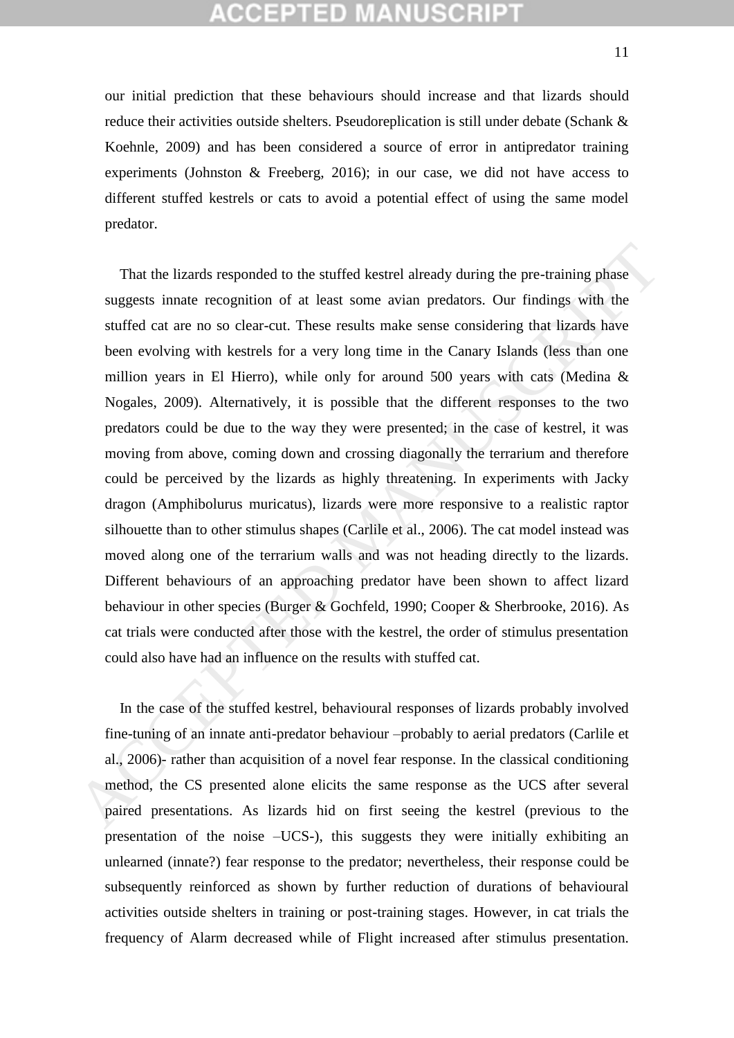our initial prediction that these behaviours should increase and that lizards should reduce their activities outside shelters. Pseudoreplication is still under debate (Schank & Koehnle, 2009) and has been considered a source of error in antipredator training experiments (Johnston & Freeberg, 2016); in our case, we did not have access to different stuffed kestrels or cats to avoid a potential effect of using the same model predator.

That the lizards responded to the stuffed kestrel already during the pre-training phase suggests innate recognition of at least some avian predators. Our findings with the stuffed cat are no so clear-cut. These results make sense considering that lizards have been evolving with kestrels for a very long time in the Canary Islands (less than one million years in El Hierro), while only for around 500 years with cats (Medina & Nogales, 2009). Alternatively, it is possible that the different responses to the two predators could be due to the way they were presented; in the case of kestrel, it was moving from above, coming down and crossing diagonally the terrarium and therefore could be perceived by the lizards as highly threatening. In experiments with Jacky dragon (Amphibolurus muricatus), lizards were more responsive to a realistic raptor silhouette than to other stimulus shapes (Carlile et al., 2006). The cat model instead was moved along one of the terrarium walls and was not heading directly to the lizards. Different behaviours of an approaching predator have been shown to affect lizard behaviour in other species (Burger & Gochfeld, 1990; Cooper & Sherbrooke, 2016). As cat trials were conducted after those with the kestrel, the order of stimulus presentation could also have had an influence on the results with stuffed cat.

In the case of the stuffed kestrel, behavioural responses of lizards probably involved fine-tuning of an innate anti-predator behaviour –probably to aerial predators (Carlile et al., 2006)- rather than acquisition of a novel fear response. In the classical conditioning method, the CS presented alone elicits the same response as the UCS after several paired presentations. As lizards hid on first seeing the kestrel (previous to the presentation of the noise –UCS-), this suggests they were initially exhibiting an unlearned (innate?) fear response to the predator; nevertheless, their response could be subsequently reinforced as shown by further reduction of durations of behavioural activities outside shelters in training or post-training stages. However, in cat trials the frequency of Alarm decreased while of Flight increased after stimulus presentation.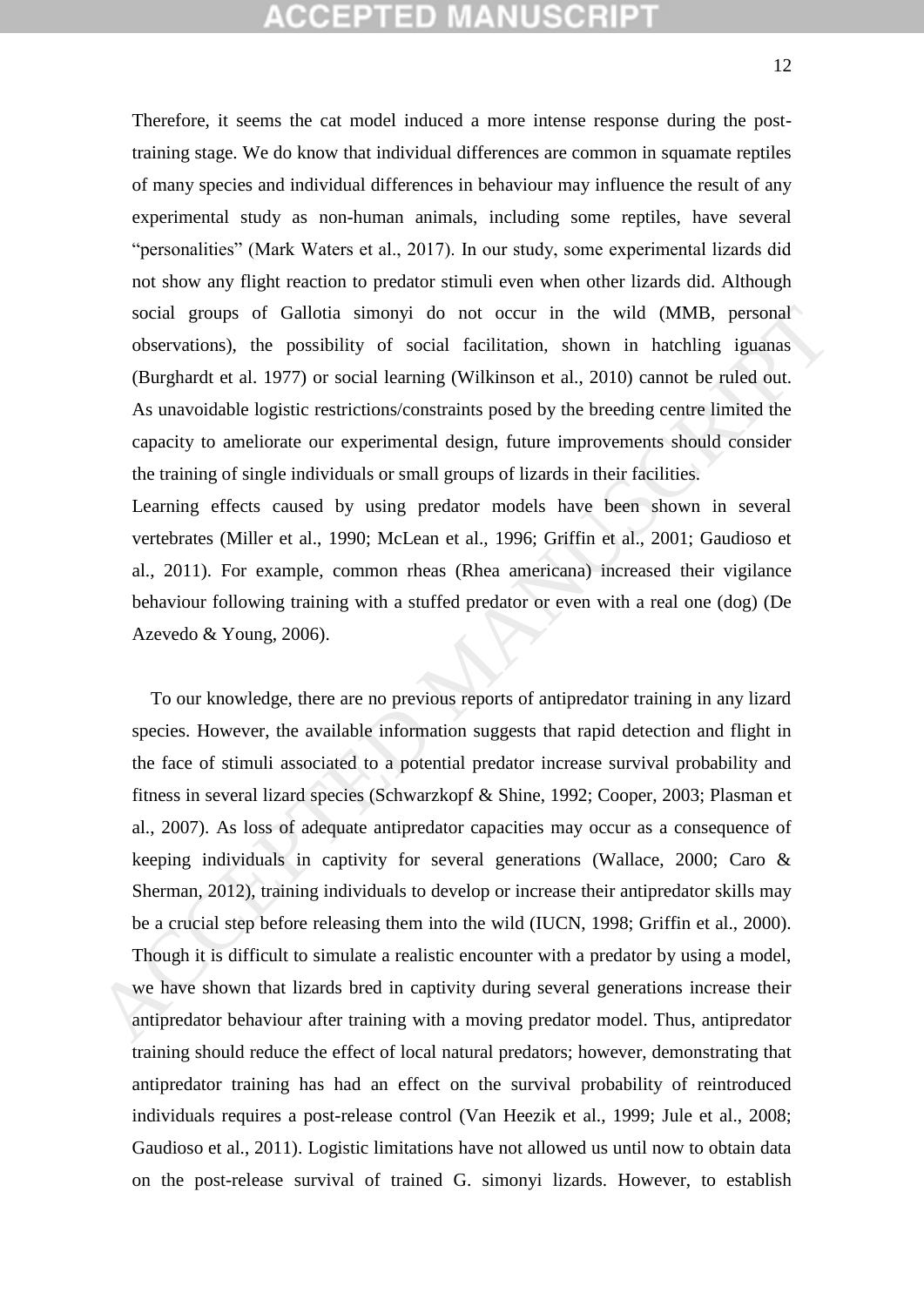Therefore, it seems the cat model induced a more intense response during the post-training stage. We do know that individual differences are common in squamate reptiles of many species and individual differences in behaviour may influence the result of any experimental study as non-human animals, including some reptiles, have several "personalities" (Mark Waters et al., 2017). In our study, some experimental lizards did not show any flight reaction to predator stimuli even when other lizards did. Although social groups of Gallotia simonyi do not occur in the wild (MMB, personal observations), the possibility of social facilitation, shown in hatchling iguanas (Burghardt et al. 1977) or social learning (Wilkinson et al., 2010) cannot be ruled out. As unavoidable logistic restrictions/constraints posed by the breeding centre limited the capacity to ameliorate our experimental design, future improvements should consider the training of single individuals or small groups of lizards in their facilities.

Learning effects caused by using predator models have been shown in several vertebrates (Miller et al., 1990; McLean et al., 1996; Griffin et al., 2001; Gaudioso et al., 2011). For example, common rheas (Rhea americana) increased their vigilance behaviour following training with a stuffed predator or even with a real one (dog) (De Azevedo & Young, 2006).

To our knowledge, there are no previous reports of antipredator training in any lizard species. However, the available information suggests that rapid detection and flight in the face of stimuli associated to a potential predator increase survival probability and fitness in several lizard species (Schwarzkopf & Shine, 1992; Cooper, 2003; Plasman et al., 2007). As loss of adequate antipredator capacities may occur as a consequence of keeping individuals in captivity for several generations (Wallace, 2000; Caro & Sherman, 2012), training individuals to develop or increase their antipredator skills may be a crucial step before releasing them into the wild (IUCN, 1998; Griffin et al., 2000). Though it is difficult to simulate a realistic encounter with a predator by using a model, we have shown that lizards bred in captivity during several generations increase their antipredator behaviour after training with a moving predator model. Thus, antipredator training should reduce the effect of local natural predators; however, demonstrating that antipredator training has had an effect on the survival probability of reintroduced individuals requires a post-release control (Van Heezik et al., 1999; Jule et al., 2008; Gaudioso et al., 2011). Logistic limitations have not allowed us until now to obtain data on the post-release survival of trained G. simonyi lizards. However, to establish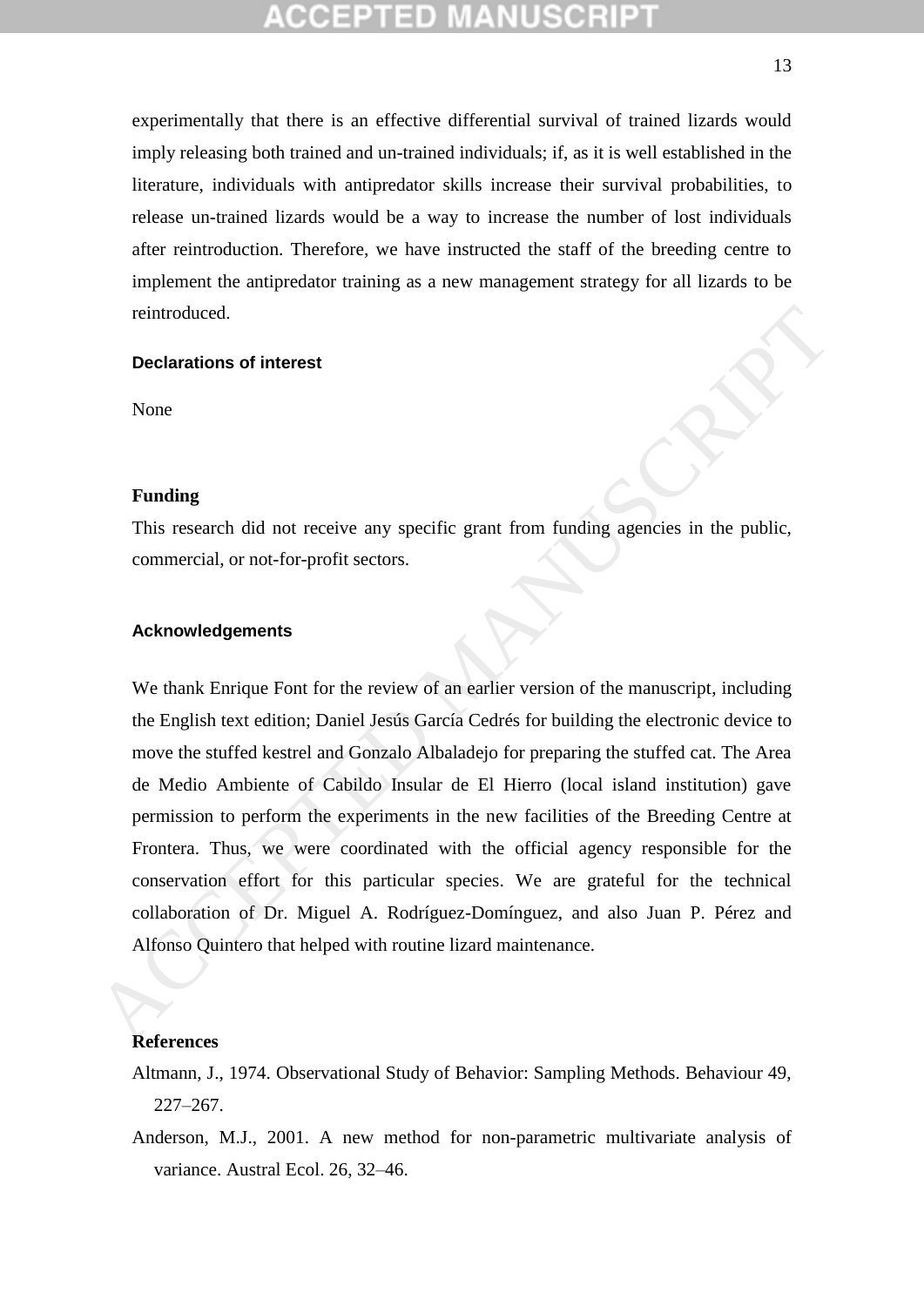experimentally that there is an effective differential survival of trained lizards would imply releasing both trained and un-trained individuals; if, as it is well established in the literature, individuals with antipredator skills increase their survival probabilities, to release un-trained lizards would be a way to increase the number of lost individuals after reintroduction. Therefore, we have instructed the staff of the breeding centre to implement the antipredator training as a new management strategy for all lizards to be reintroduced.

## Declarations of interest

None

## Funding

This research did not receive any specific grant from funding agencies in the public, commercial, or not-for-profit sectors.

## Acknowledgements

We thank Enrique Font for the review of an earlier version of the manuscript, including the English text edition; Daniel Jesús García Cedrés for building the electronic device to move the stuffed kestrel and Gonzalo Albaladejo for preparing the stuffed cat. The Area de Medio Ambiente of Cabildo Insular de El Hierro (local island institution) gave permission to perform the experiments in the new facilities of the Breeding Centre at Frontera. Thus, we were coordinated with the official agency responsible for the conservation effort for this particular species. We are grateful for the technical collaboration of Dr. Miguel A. Rodríguez-Domínguez, and also Juan P. Pérez and Alfonso Quintero that helped with routine lizard maintenance.

## References

Altmann, J., 1974. Observational Study of Behavior: Sampling Methods. Behaviour 49, 227–267.

Anderson, M.J., 2001. A new method for non-parametric multivariate analysis of variance. Austral Ecol. 26, 32–46.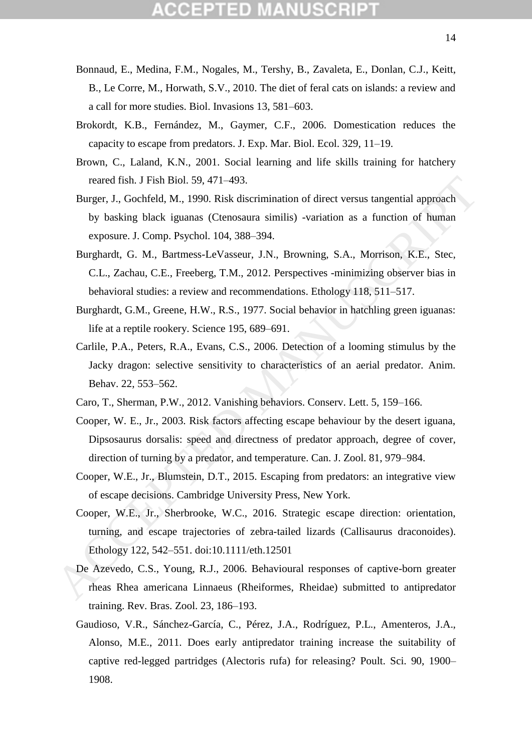Bonnaud, E., Medina, F.M., Nogales, M., Tershy, B., Zavaleta, E., Donlan, C.J., Keitt, B., Le Corre, M., Horwath, S.V., 2010. The diet of feral cats on islands: a review and a call for more studies. Biol. Invasions 13, 581–603.

Brokordt, K.B., Fernández, M., Gaymer, C.F., 2006. Domestication reduces the capacity to escape from predators. J. Exp. Mar. Biol. Ecol. 329, 11–19.

Brown, C., Laland, K.N., 2001. Social learning and life skills training for hatchery reared fish. J Fish Biol. 59, 471–493.

Burger, J., Gochfeld, M., 1990. Risk discrimination of direct versus tangential approach by basking black iguanas (Ctenosaura similis) -variation as a function of human exposure. J. Comp. Psychol. 104, 388–394.

Burghardt, G. M., Bartmess-LeVasseur, J.N., Browning, S.A., Morrison, K.E., Stec, C.L., Zachau, C.E., Freeberg, T.M., 2012. Perspectives -minimizing observer bias in behavioral studies: a review and recommendations. Ethology 118, 511–517.

Burghardt, G.M., Greene, H.W., R.S., 1977. Social behavior in hatchling green iguanas: life at a reptile rookery. Science 195, 689–691.

Carlile, P.A., Peters, R.A., Evans, C.S., 2006. Detection of a looming stimulus by the Jacky dragon: selective sensitivity to characteristics of an aerial predator. Anim. Behav. 22, 553–562.

Caro, T., Sherman, P.W., 2012. Vanishing behaviors. Conserv. Lett. 5, 159–166.

Cooper, W. E., Jr., 2003. Risk factors affecting escape behaviour by the desert iguana, Dipsosaurus dorsalis: speed and directness of predator approach, degree of cover, direction of turning by a predator, and temperature. Can. J. Zool. 81, 979–984.

Cooper, W.E., Jr., Blumstein, D.T., 2015. Escaping from predators: an integrative view of escape decisions. Cambridge University Press, New York.

Cooper, W.E., Jr., Sherbrooke, W.C., 2016. Strategic escape direction: orientation, turning, and escape trajectories of zebra-tailed lizards (Callisaurus draconoides). Ethology 122, 542–551. doi:10.1111/eth.12501

De Azevedo, C.S., Young, R.J., 2006. Behavioural responses of captive-born greater rheas Rhea americana Linnaeus (Rheiformes, Rheidae) submitted to antipredator training. Rev. Bras. Zool. 23, 186–193.

Gaudioso, V.R., Sánchez-García, C., Pérez, J.A., Rodríguez, P.L., Amenteros, J.A., Alonso, M.E., 2011. Does early antipredator training increase the suitability of captive red-legged partridges (Alectoris rufa) for releasing? Poult. Sci. 90, 1900–1908.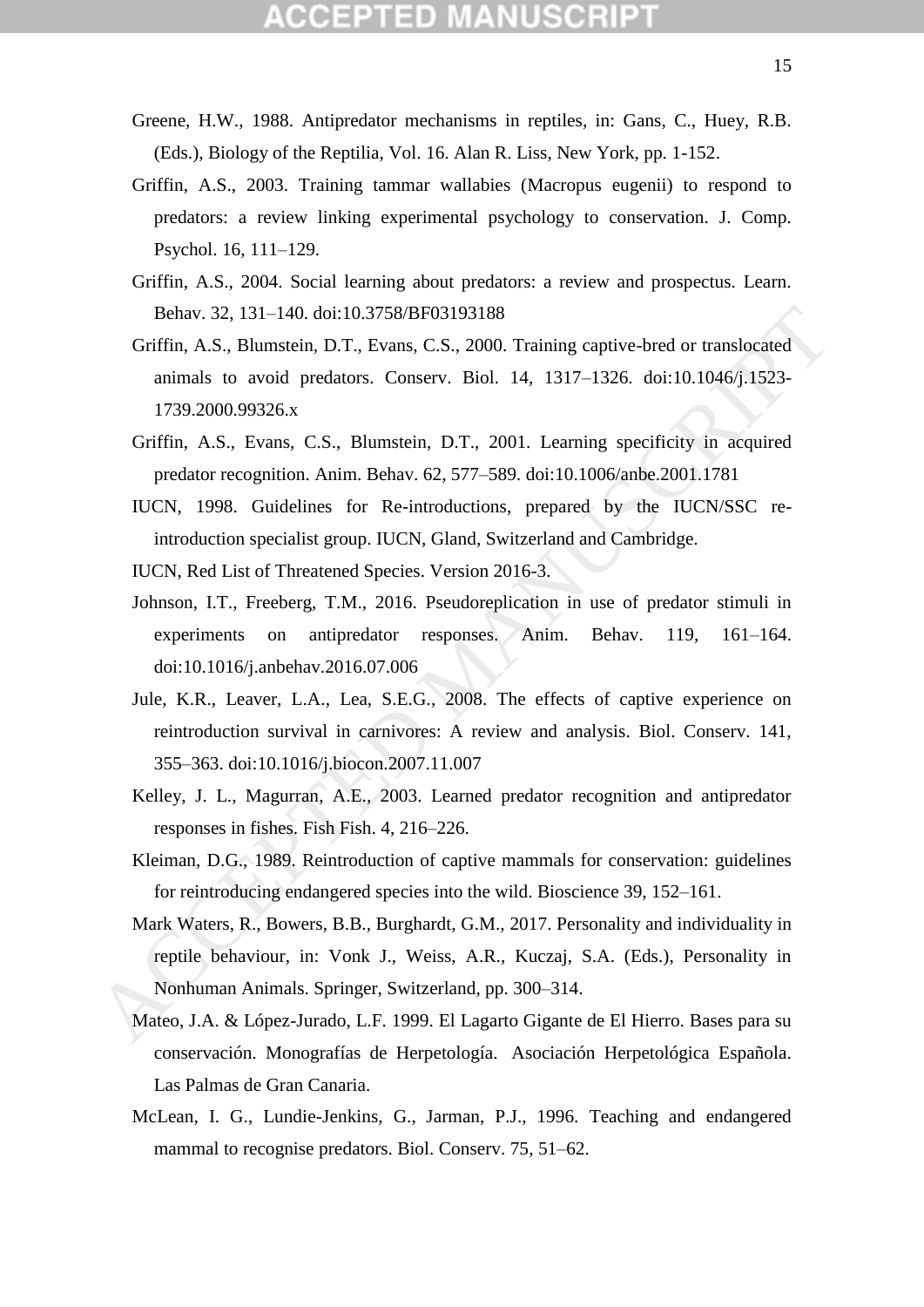Greene, H.W., 1988. Antipredator mechanisms in reptiles, in: Gans, C., Huey, R.B. (Eds.), Biology of the Reptilia, Vol. 16. Alan R. Liss, New York, pp. 1-152.

Griffin, A.S., 2003. Training tammar wallabies (Macropus eugenii) to respond to predators: a review linking experimental psychology to conservation. J. Comp. Psychol. 16, 111–129.

Griffin, A.S., 2004. Social learning about predators: a review and prospectus. Learn. Behav. 32, 131–140. doi:10.3758/BF03193188

Griffin, A.S., Blumstein, D.T., Evans, C.S., 2000. Training captive-bred or translocated animals to avoid predators. Conserv. Biol. 14, 1317–1326. doi:10.1046/j.1523-1739.2000.99326.x

Griffin, A.S., Evans, C.S., Blumstein, D.T., 2001. Learning specificity in acquired predator recognition. Anim. Behav. 62, 577–589. doi:10.1006/anbe.2001.1781

IUCN, 1998. Guidelines for Re-introductions, prepared by the IUCN/SSC re-introduction specialist group. IUCN, Gland, Switzerland and Cambridge.

IUCN, Red List of Threatened Species. Version 2016-3.

Johnson, I.T., Freeberg, T.M., 2016. Pseudoreplication in use of predator stimuli in experiments on antipredator responses. Anim. Behav. 119, 161–164. doi:10.1016/j.anbehav.2016.07.006

Jule, K.R., Leaver, L.A., Lea, S.E.G., 2008. The effects of captive experience on reintroduction survival in carnivores: A review and analysis. Biol. Conserv. 141, 355–363. doi:10.1016/j.biocon.2007.11.007

Kelley, J. L., Magurran, A.E., 2003. Learned predator recognition and antipredator responses in fishes. Fish Fish. 4, 216–226.

Kleiman, D.G., 1989. Reintroduction of captive mammals for conservation: guidelines for reintroducing endangered species into the wild. Bioscience 39, 152–161.

Mark Waters, R., Bowers, B.B., Burghardt, G.M., 2017. Personality and individuality in reptile behaviour, in: Vonk J., Weiss, A.R., Kuczaj, S.A. (Eds.), Personality in Nonhuman Animals. Springer, Switzerland, pp. 300–314.

Mateo, J.A. & López-Jurado, L.F. 1999. El Lagarto Gigante de El Hierro. Bases para su conservación. Monografías de Herpetología. Asociación Herpetológica Española. Las Palmas de Gran Canaria.

McLean, I. G., Lundie-Jenkins, G., Jarman, P.J., 1996. Teaching and endangered mammal to recognise predators. Biol. Conserv. 75, 51–62.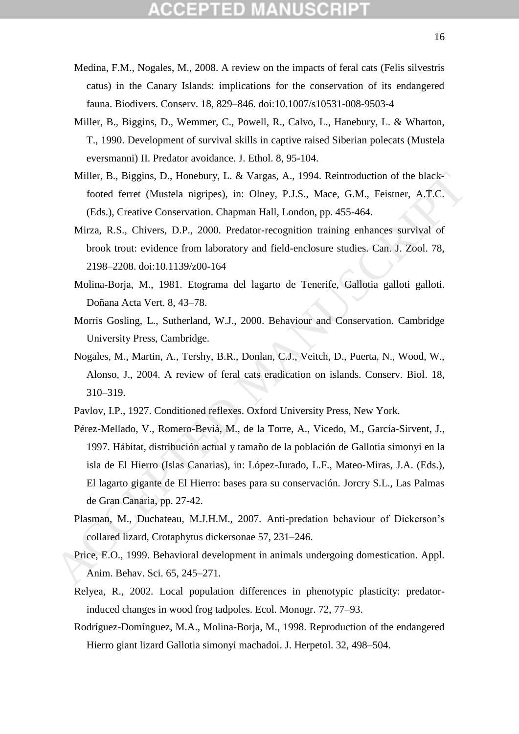Medina, F.M., Nogales, M., 2008. A review on the impacts of feral cats (Felis silvestris catus) in the Canary Islands: implications for the conservation of its endangered fauna. Biodivers. Conserv. 18, 829–846. doi:10.1007/s10531-008-9503-4

Miller, B., Biggins, D., Wemmer, C., Powell, R., Calvo, L., Hanebury, L. & Wharton, T., 1990. Development of survival skills in captive raised Siberian polecats (Mustela eversmanni) II. Predator avoidance. J. Ethol. 8, 95-104.

Miller, B., Biggins, D., Honebury, L. & Vargas, A., 1994. Reintroduction of the black-footed ferret (Mustela nigripes), in: Olney, P.J.S., Mace, G.M., Feistner, A.T.C. (Eds.), Creative Conservation. Chapman Hall, London, pp. 455-464.

Mirza, R.S., Chivers, D.P., 2000. Predator-recognition training enhances survival of brook trout: evidence from laboratory and field-enclosure studies. Can. J. Zool. 78, 2198–2208. doi:10.1139/z00-164

Molina-Borja, M., 1981. Etograma del lagarto de Tenerife, Gallotia galloti galloti. Doñana Acta Vert. 8, 43–78.

Morris Gosling, L., Sutherland, W.J., 2000. Behaviour and Conservation. Cambridge University Press, Cambridge.

Nogales, M., Martin, A., Tershy, B.R., Donlan, C.J., Veitch, D., Puerta, N., Wood, W., Alonso, J., 2004. A review of feral cats eradication on islands. Conserv. Biol. 18, 310–319.

Pavlov, I.P., 1927. Conditioned reflexes. Oxford University Press, New York.

Pérez-Mellado, V., Romero-Beviá, M., de la Torre, A., Vicedo, M., García-Sirvent, J., 1997. Hábitat, distribución actual y tamaño de la población de Gallotia simonyi en la isla de El Hierro (Islas Canarias), in: López-Jurado, L.F., Mateo-Miras, J.A. (Eds.), El lagarto gigante de El Hierro: bases para su conservación. Jorcry S.L., Las Palmas de Gran Canaria, pp. 27-42.

Plasman, M., Duchateau, M.J.H.M., 2007. Anti-predation behaviour of Dickerson's collared lizard, Crotaphytus dickersonae 57, 231–246.

Price, E.O., 1999. Behavioral development in animals undergoing domestication. Appl. Anim. Behav. Sci. 65, 245–271.

Relyea, R., 2002. Local population differences in phenotypic plasticity: predator-induced changes in wood frog tadpoles. Ecol. Monogr. 72, 77–93.

Rodríguez-Domínguez, M.A., Molina-Borja, M., 1998. Reproduction of the endangered Hierro giant lizard Gallotia simonyi machadoi. J. Herpetol. 32, 498–504.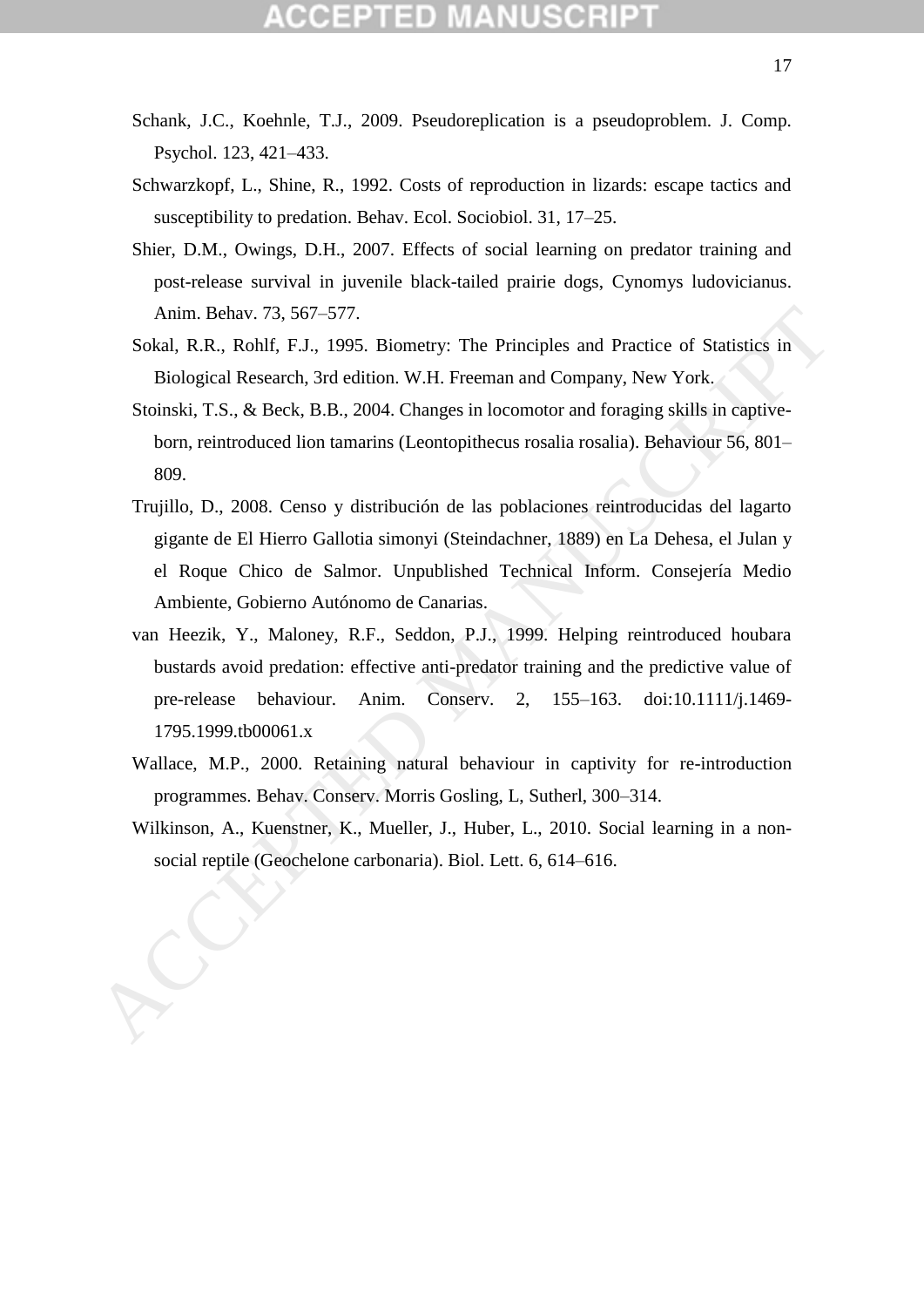Schank, J.C., Koehnle, T.J., 2009. Pseudoreplication is a pseudoproblem. J. Comp. Psychol. 123, 421–433.

Schwarzkopf, L., Shine, R., 1992. Costs of reproduction in lizards: escape tactics and susceptibility to predation. Behav. Ecol. Sociobiol. 31, 17–25.

Shier, D.M., Owings, D.H., 2007. Effects of social learning on predator training and post-release survival in juvenile black-tailed prairie dogs, Cynomys ludovicianus. Anim. Behav. 73, 567–577.

Sokal, R.R., Rohlf, F.J., 1995. Biometry: The Principles and Practice of Statistics in Biological Research, 3rd edition. W.H. Freeman and Company, New York.

Stoinski, T.S., & Beck, B.B., 2004. Changes in locomotor and foraging skills in captive-born, reintroduced lion tamarins (Leontopithecus rosalia rosalia). Behaviour 56, 801–809.

Trujillo, D., 2008. Censo y distribución de las poblaciones reintroducidas del lagarto gigante de El Hierro Gallotia simonyi (Steindachner, 1889) en La Dehesa, el Julan y el Roque Chico de Salmor. Unpublished Technical Inform. Consejería Medio Ambiente, Gobierno Autónomo de Canarias.

van Heezik, Y., Maloney, R.F., Seddon, P.J., 1999. Helping reintroduced houbara bustards avoid predation: effective anti-predator training and the predictive value of pre-release behaviour. Anim. Conserv. 2, 155–163. doi:10.1111/j.1469-1795.1999.tb00061.x

Wallace, M.P., 2000. Retaining natural behaviour in captivity for re-introduction programmes. Behav. Conserv. Morris Gosling, L, Sutherl, 300–314.

Wilkinson, A., Kuenstner, K., Mueller, J., Huber, L., 2010. Social learning in a non-social reptile (Geochelone carbonaria). Biol. Lett. 6, 614–616.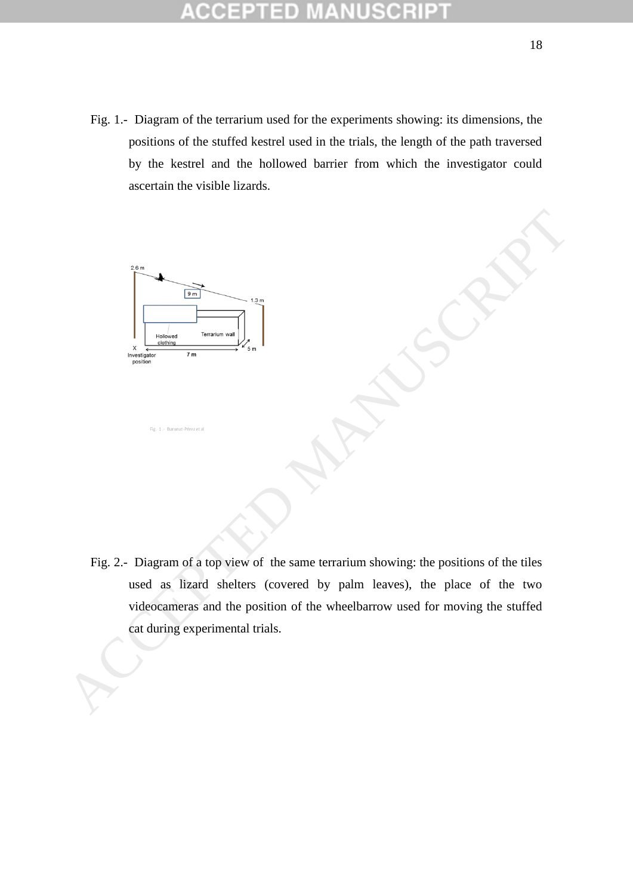Fig. 1.- Diagram of the terrarium used for the experiments showing: its dimensions, the positions of the stuffed kestrel used in the trials, the length of the path traversed by the kestrel and the hollowed barrier from which the investigator could ascertain the visible lizards.

Fig. 2.- Diagram of a top view of the same terrarium showing: the positions of the tiles used as lizard shelters (covered by palm leaves), the place of the two videocameras and the position of the wheelbarrow used for moving the stuffed cat during experimental trials.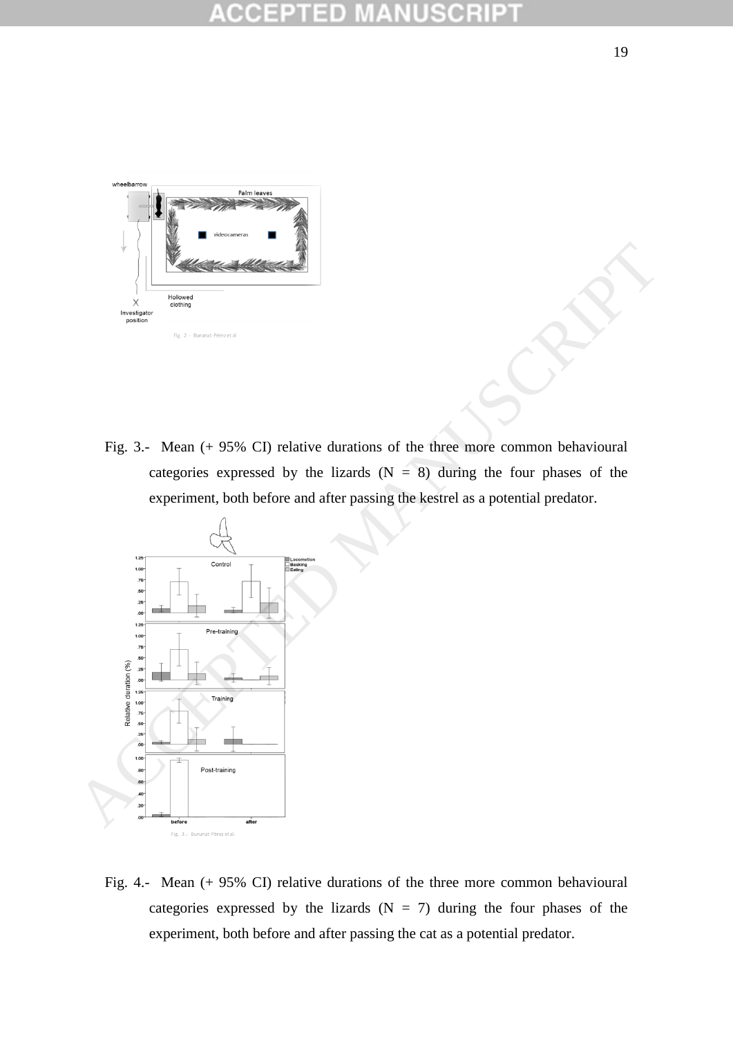Fig. 3.- Mean (+ 95% CI) relative durations of the three more common behavioural categories expressed by the lizards (N = 8) during the four phases of the experiment, both before and after passing the kestrel as a potential predator.

Fig. 4.- Mean (+ 95% CI) relative durations of the three more common behavioural categories expressed by the lizards (N = 7) during the four phases of the experiment, both before and after passing the cat as a potential predator.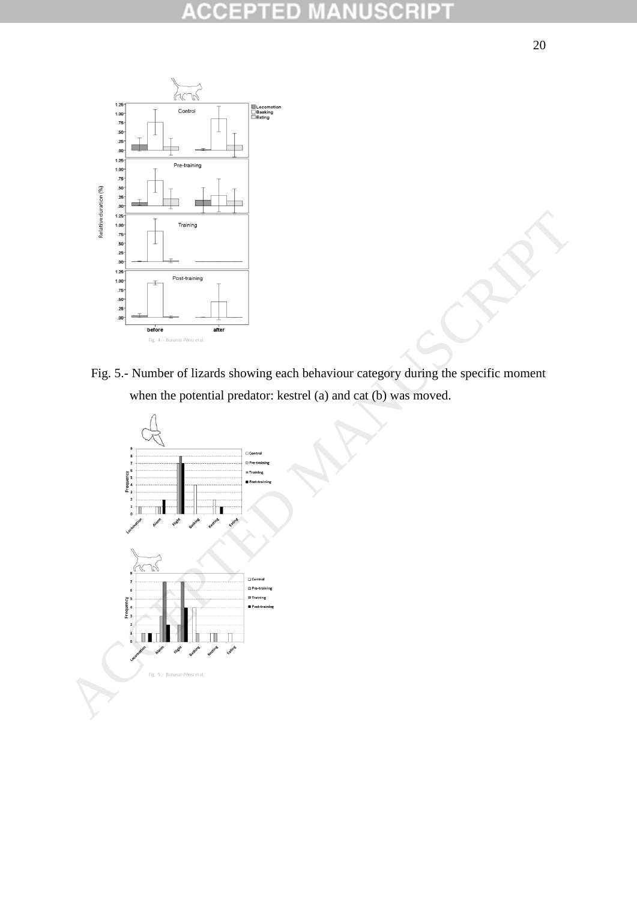Fig. 5.- Number of lizards showing each behaviour category during the specific moment when the potential predator: kestrel (a) and cat (b) was moved.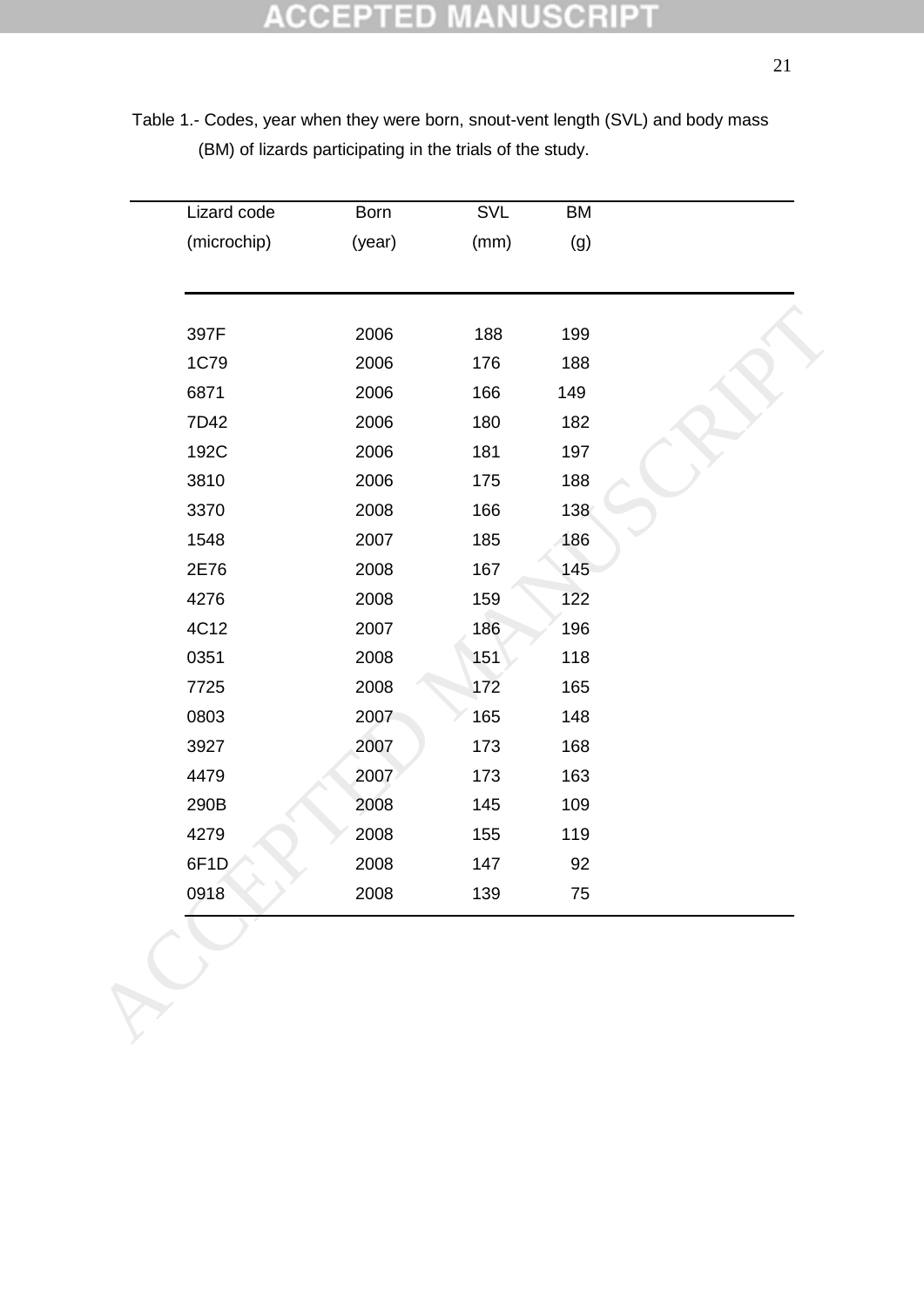Table 1.- Codes, year when they were born, snout-vent length (SVL) and body mass (BM) of lizards participating in the trials of the study.

| Lizard code (microchip) | Born (year) | SVL (mm) | BM (g) |
|---|---|---|---|
| 397F | 2006 | 188 | 199 |
| 1C79 | 2006 | 176 | 188 |
| 6871 | 2006 | 166 | 149 |
| 7D42 | 2006 | 180 | 182 |
| 192C | 2006 | 181 | 197 |
| 3810 | 2006 | 175 | 188 |
| 3370 | 2008 | 166 | 138 |
| 1548 | 2007 | 185 | 186 |
| 2E76 | 2008 | 167 | 145 |
| 4276 | 2008 | 159 | 122 |
| 4C12 | 2007 | 186 | 196 |
| 0351 | 2008 | 151 | 118 |
| 7725 | 2008 | 172 | 165 |
| 0803 | 2007 | 165 | 148 |
| 3927 | 2007 | 173 | 168 |
| 4479 | 2007 | 173 | 163 |
| 290B | 2008 | 145 | 109 |
| 4279 | 2008 | 155 | 119 |
| 6F1D | 2008 | 147 | 92 |
| 0918 | 2008 | 139 | 75 |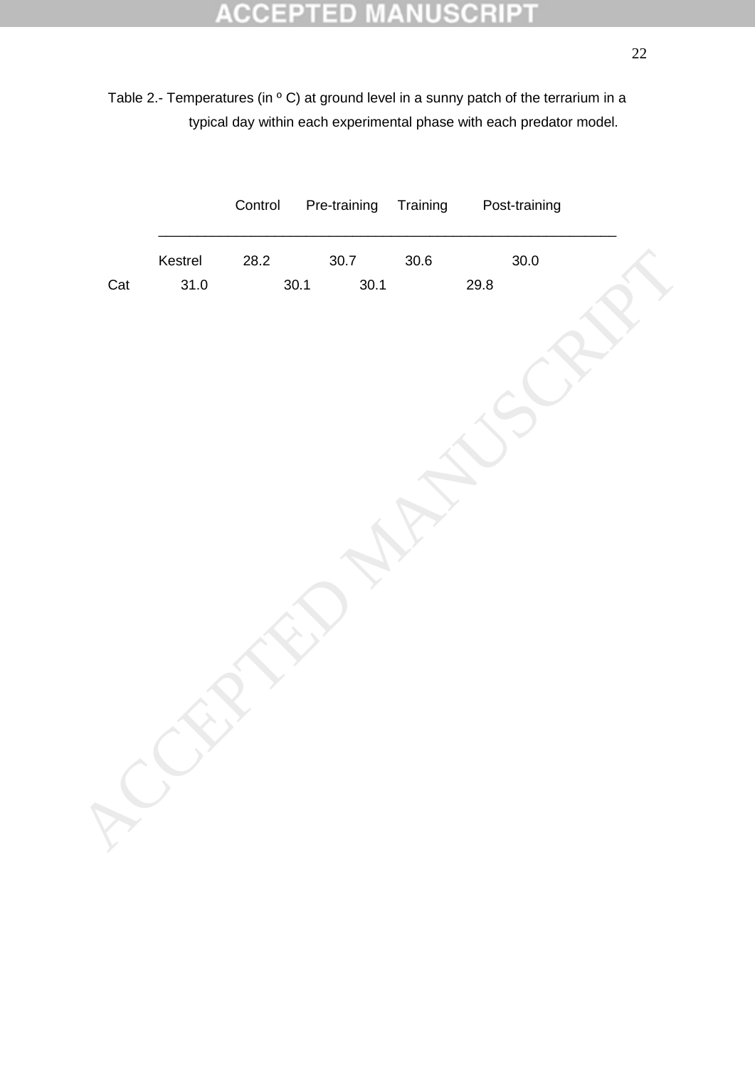Table 2.- Temperatures (in º C) at ground level in a sunny patch of the terrarium in a typical day within each experimental phase with each predator model.

| | Control | Pre-training | Training | Post-training |
|---|---|---|---|---|
| Kestrel | 28.2 | 30.7 | 30.6 | 30.0 |
| Cat | 31.0 | 30.1 | 30.1 | 29.8 |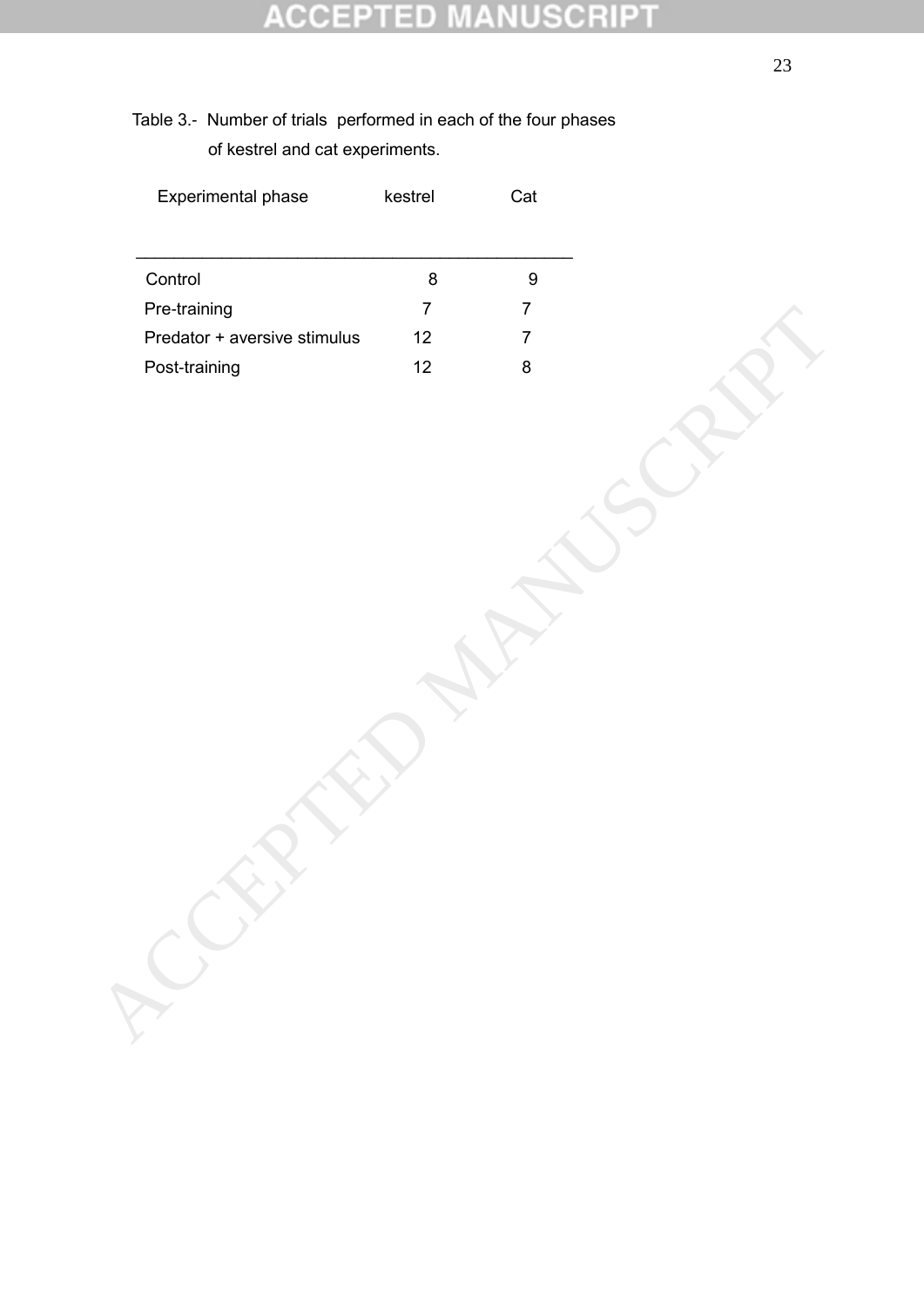Table 3.- Number of trials performed in each of the four phases of kestrel and cat experiments.

| Experimental phase | kestrel | Cat |
|---|---|---|
| Control | 8 | 9 |
| Pre-training | 7 | 7 |
| Predator + aversive stimulus | 12 | 7 |
| Post-training | 12 | 8 |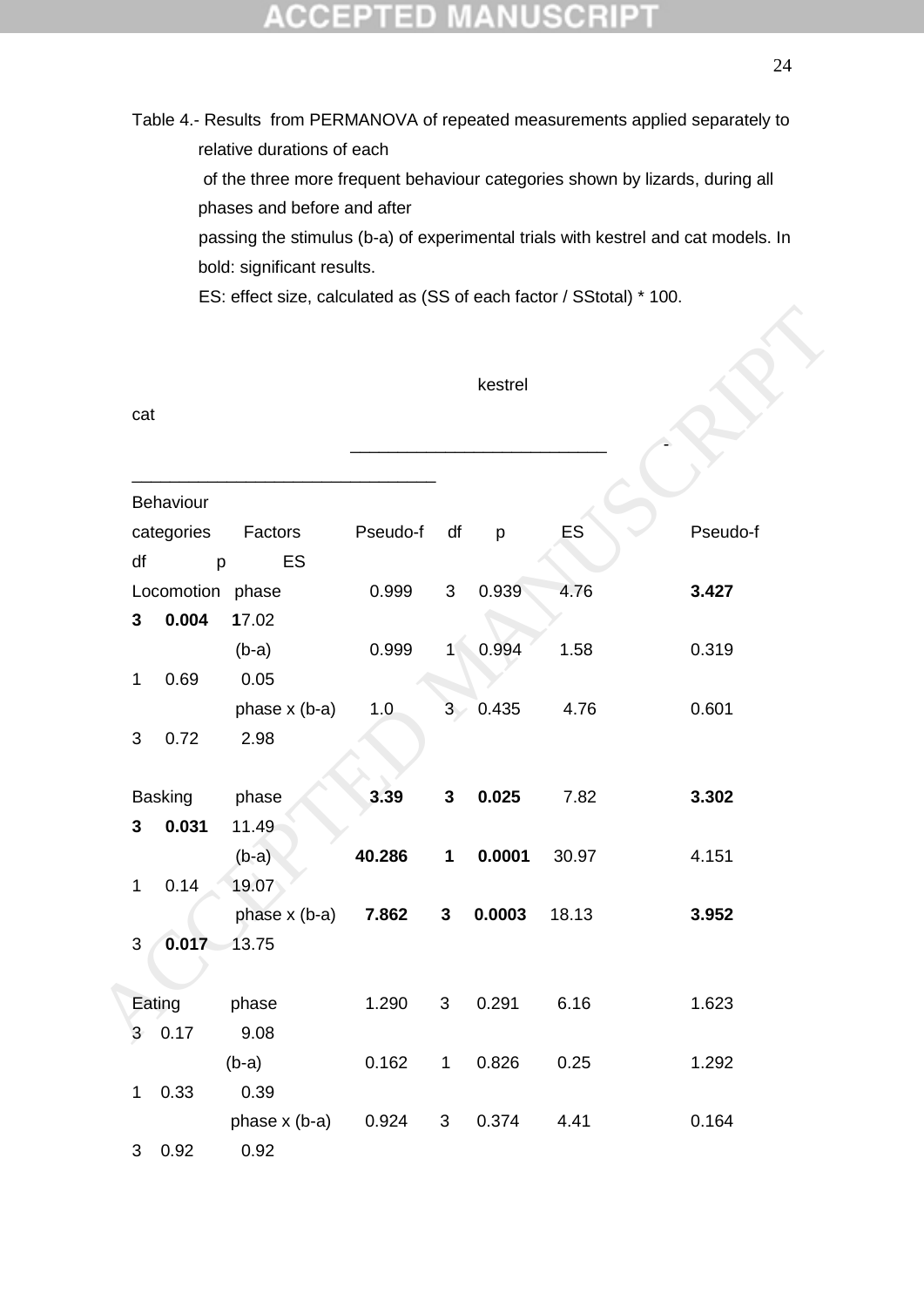Table 4.- Results from PERMANOVA of repeated measurements applied separately to relative durations of each of the three more frequent behaviour categories shown by lizards, during all phases and before and after passing the stimulus (b-a) of experimental trials with kestrel and cat models. In bold: significant results.
ES: effect size, calculated as (SS of each factor / SStotal) * 100.

| | | kestrel | | | | cat | | | |
|---|---|---|---|---|---|---|---|---|---|
| Behaviour categories | Factors | Pseudo-f | df | p | ES | Pseudo-f | df | p | ES |
| Locomotion | phase | 0.999 | 3 | 0.939 | 4.76 | **3.427** | **3** | **0.004** | **1**7.02 |
| | (b-a) | 0.999 | 1 | 0.994 | 1.58 | 0.319 | 1 | 0.69 | 0.05 |
| | phase x (b-a) | 1.0 | 3 | 0.435 | 4.76 | 0.601 | 3 | 0.72 | 2.98 |
| Basking | phase | **3.39** | **3** | **0.025** | 7.82 | **3.302** | **3** | **0.031** | 11.49 |
| | (b-a) | **40.286** | **1** | **0.0001** | 30.97 | 4.151 | 1 | 0.14 | 19.07 |
| | phase x (b-a) | **7.862** | **3** | **0.0003** | 18.13 | **3.952** | 3 | **0.017** | 13.75 |
| Eating | phase | 1.290 | 3 | 0.291 | 6.16 | 1.623 | 3 | 0.17 | 9.08 |
| | (b-a) | 0.162 | 1 | 0.826 | 0.25 | 1.292 | 1 | 0.33 | 0.39 |
| | phase x (b-a) | 0.924 | 3 | 0.374 | 4.41 | 0.164 | 3 | 0.92 | 0.92 |